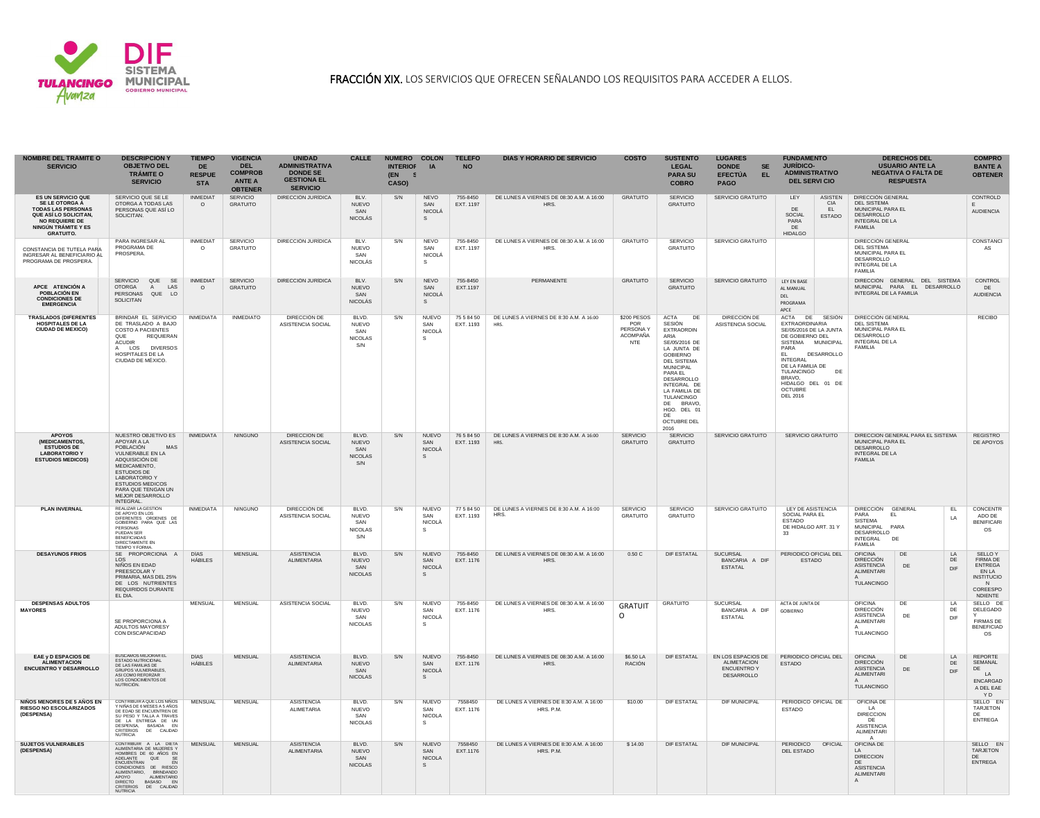**FRACCIÓN XIX.** LOS SERVICIOS QUE OFRECEN SEÑALANDO LOS REQUISITOS PARA ACCEDER A ELLOS.

| NOMBRE DEL TRAMITE O SERVICIO | DESCRIPCION Y OBJETIVO DEL TRÁMITE O SERVICIO | TIEMPO DE RESPUESTA | VIGENCIA DEL COMPROBANTE A OBTENER | UNIDAD ADMINISTRATIVA DONDE SE GESTIONA EL SERVICIO | CALLE | NUMERO INTERIOR (EN SU CASO) | COLONIA | TELEFONO | DIAS Y HORARIO DE SERVICIO | COSTO | SUSTENTO LEGAL PARA SU COBRO | LUGARES DONDE SE EFECTÚA EL PAGO | FUNDAMENTO JURÍDICO-ADMINISTRATIVO DEL SERVICIO | DERECHOS DEL USUARIO ANTE LA NEGATIVA O FALTA DE RESPUESTA | COMPROBANTE A OBTENER |
|---|---|---|---|---|---|---|---|---|---|---|---|---|---|---|---|
| **ES UN SERVICIO QUE SE LE OTORGA A TODAS LAS PERSONAS QUE ASÍ LO SOLICITAN, NO REQUIERE DE NINGÚN TRÁMITE Y ES GRATUITO.** | SERVICIO QUE SE LE OTORGA A TODAS LAS PERSONAS QUE ASÍ LO SOLICITAN. | INMEDIATO | SERVICIO GRATUITO | DIRECCION JURIDICA | BLV. NUEVO SAN NICOLÁS | S/N | NEVO SAN NICOLÁS | 755-8450 EXT. 1197 | DE LUNES A VIERNES DE 08:30 A.M. A 16:00 HRS. | GRATUITO | SERVICIO GRATUITO | SERVICIO GRATUITO | LEY DE ASISTENCIA SOCIAL PARA EL ESTADO DE HIDALGO | DIRECCIÓN GENERAL DEL SISTEMA MUNICIPAL PARA EL DESARROLLO INTEGRAL DE LA FAMILIA | CONTROL DE AUDIENCIA |
| CONSTANCIA DE TUTELA PARA INGRESAR AL BENEFICIARIO AL PROGRAMA DE PROSPERA. | PARA INGRESAR AL PROGRAMA DE PROSPERA. | INMEDIATO | SERVICIO GRATUITO | DIRECCION JURIDICA | BLV. NUEVO SAN NICOLÁS | S/N | NEVO SAN NICOLÁS | 755-8450 EXT. 1197 | DE LUNES A VIERNES DE 08:30 A.M. A 16:00 HRS. | GRATUITO | SERVICIO GRATUITO | SERVICIO GRATUITO | | DIRECCIÓN GENERAL DEL SISTEMA MUNICIPAL PARA EL DESARROLLO INTEGRAL DE LA FAMILIA | CONSTANCIAS |
| **APCE ATENCIÓN A POBLACIÓN EN CONDICIONES DE EMERGENCIA** | SERVICIO QUE SE OTORGA A LAS PERSONAS QUE LO SOLICITAN | INMEDIATO | SERVICIO GRATUITO | DIRECCION JURIDICA | BLV. NUEVO SAN NICOLÁS | S/N | NEVO SAN NICOLÁS | 755-8450 EXT.1197 | PERMANENTE | GRATUITO | SERVICIO GRATUITO | SERVICIO GRATUITO | LEY EN BASE AL MANUAL DEL PROGRAMA APCE | DIRECCIÓN GENERAL DEL SISTEMA MUNICIPAL PARA EL DESARROLLO INTEGRAL DE LA FAMILIA | CONTROL DE AUDIENCIA |
| **TRASLADOS (DIFERENTES HOSPITALES DE LA CIUDAD DE MEXICO)** | BRINDAR EL SERVICIO DE TRASLADO A BAJO COSTO A PACIENTES QUE REQUIERAN ACUDIR A LOS DIVERSOS HOSPITALES DE LA CIUDAD DE MÉXICO. | INMEDIATA | INMEDIATO | DIRECCIÓN DE ASISTENCIA SOCIAL | BLVD. NUEVO SAN NICOLAS S/N | S/N | NUEVO SAN NICOLÁS | 75 5 84 50 EXT. 1193 | DE LUNES A VIERNES DE 8:30 A.M. A 16:00 HRS. | $200 PESOS POR PERSONA Y ACOMPAÑANTE | ACTA DE SESIÓN EXTRAORDINARIA SE/05/2016 DE LA JUNTA DE GOBIERNO DEL SISTEMA MUNICIPAL PARA EL DESARROLLO INTEGRAL DE LA FAMILIA DE TULANCINGO DE BRAVO, HGO. DEL 01 DE OCTUBRE DEL 2016 | DIRECCIÓN DE ASISTENCIA SOCIAL | ACTA DE SESIÓN EXTRAORDINARIA SE/05/2016 DE LA JUNTA DE GOBIERNO DEL SISTEMA MUNICIPAL PARA EL DESARROLLO INTEGRAL DE LA FAMILIA DE TULANCINGO DE BRAVO, HIDALGO DEL 01 DE OCTUBRE DEL 2016 | DIRECCIÓN GENERAL DEL SISTEMA MUNICIPAL PARA EL DESARROLLO INTEGRAL DE LA FAMILIA | RECIBO |
| **APOYOS (MEDICAMENTOS, ESTUDIOS DE LABORATORIO Y ESTUDIOS MEDICOS)** | NUESTRO OBJETIVO ES APOYAR A LA POBLACIÓN MAS VULNERABLE EN LA ADQUISICIÓN DE MEDICAMENTO, ESTUDIOS DE LABORATORIO Y ESTUDIOS MEDICOS PARA QUE TENGAN UN MEJOR DESARROLLO INTEGRAL. | INMEDIATA | NINGUNO | DIRECCION DE ASISTENCIA SOCIAL | BLVD. NUEVO SAN NICOLAS S/N | S/N | NUEVO SAN NICOLÁS | 76 5 84 50 EXT. 1193 | DE LUNES A VIERNES DE 8:30 A.M. A 16:00 HRS. | SERVICIO GRATUITO | SERVICIO GRATUITO | SERVICIO GRATUITO | SERVICIO GRATUITO | DIRECCION GENERAL PARA EL SISTEMA MUNICIPAL PARA EL DESARROLLO INTEGRAL DE LA FAMILIA | REGISTRO DE APOYOS |
| **PLAN INVERNAL** | REALIZAR LA GESTIÓN DE APOYO EN LOS DIFERENTES ÓRDENES DE GOBIERNO PARA QUE LAS PERSONAS PUEDAN SER BENEFICIADAS DIRECTAMENTE EN TIEMPO Y FORMA. | INMEDIATA | NINGUNO | DIRECCIÓN DE ASISTENCIA SOCIAL | BLVD. NUEVO SAN NICOLAS S/N | S/N | NUEVO SAN NICOLÁS | 77 5 84 50 EXT. 1193 | DE LUNES A VIERNES DE 8:30 A.M. A 16:00 HRS. | SERVICIO GRATUITO | SERVICIO GRATUITO | SERVICIO GRATUITO | LEY DE ASISTENCIA SOCIAL PARA EL ESTADO DE HIDALGO ART. 31 Y 33 | DIRECCIÓN GENERAL PARA EL SISTEMA MUNICIPAL PARA EL DESARROLLO INTEGRAL DE LA FAMILIA | CONCENTRADO DE BENIFICARIOS |
| **DESAYUNOS FRIOS** | SE PROPORCIONA A LOS NIÑOS EN EDAD PREESCOLAR Y PRIMARIA, MAS DEL 25% DE LOS NUTRIENTES REQUIRIDOS DURANTE EL DIA. | DÍAS HÁBILES | MENSUAL | ASISTENCIA ALIMENTARIA | BLVD. NUEVO SAN NICOLAS | S/N | NUEVO SAN NICOLÁS | 755-8450 EXT. 1176 | DE LUNES A VIERNES DE 08:30 A.M. A 16:00 HRS. | 0.50 C | DIF ESTATAL | SUCURSAL BANCARIA A DIF ESTATAL | PERIODICO OFICIAL DEL ESTADO | OFICINA DE LA DIRECCIÓN DE ASISTENCIA ALIMENTARIA DE DIF TULANCINGO | SELLO Y FIRMA DE ENTREGA EN LA INSTITUCION CORRESPONDIENTE |
| **DESPENSAS ADULTOS MAYORES** | SE PROPORCIONA A ADULTOS MAYORESY CON DISCAPACIDAD | MENSUAL | MENSUAL | ASISTENCIA SOCIAL | BLVD. NUEVO SAN NICOLAS | S/N | NUEVO SAN NICOLÁS | 755-8450 EXT. 1176 | DE LUNES A VIERNES DE 08:30 A.M. A 16:00 HRS. | GRATUITO | GRATUITO | SUCURSAL BANCARIA A DIF ESTATAL | ACTA DE JUNTA DE GOBIERNO | OFICINA DE LA DIRECCIÓN DE ASISTENCIA ALIMENTARIA DE DIF TULANCINGO | SELLO DE DELEGADO Y FIRMAS DE BENEFICIADOS |
| **EAEyD ESPACIOS DE ALIMENTACION ENCUENTRO Y DESARROLLO** | BUSCAMOS MEJORAR EL ESTADO NUTRICIONAL DE LAS FAMILIAS DE GRUPOS VULNERABLES, ASI COMO REFORZAR LOS CONOCIMIENTOS DE NUTRICIÓN. | DÍAS HÁBILES | MENSUAL | ASISTENCIA ALIMENTARIA | BLVD. NUEVO SAN NICOLAS | S/N | NUEVO SAN NICOLÁS | 755-8450 EXT. 1176 | DE LUNES A VIERNES DE 08:30 A.M. A 16:00 HRS. | $6.50 LA RACIÓN | DIF ESTATAL | EN LOS ESPACIOS DE ALIMETACION ENCUENTRO Y DESARROLLO | PERIODICO OFICIAL DEL ESTADO | OFICINA DE LA DIRECCIÓN DE ASISTENCIA ALIMENTARIA DE DIF TULANCINGO | REPORTE SEMANAL DE LA ENCARGADA DEL EAEYD |
| **NIÑOS MENORES DE 5 AÑOS EN RIESGO NO ESCOLARIZADOS (DESPENSA)** | CONTRIBUIR A QUE LOS NIÑOS Y NIÑAS DE 6 MESES A 5 AÑOS DE EDAD SE ENCUENTREN DE SU PESO Y TALLA A TRAVES DE LA ENTREGA DE UN DESPENSA, BASADA EN CRITERIOS DE CALIDAD NUTRICIA | MENSUAL | MENSUAL | ASISTENCIA ALIMETARIA | BLVD. NUEVO SAN NICOLAS | S/N | NUEVO SAN NICOLAS | 7558450 EXT. 1176 | DE LUNES A VIERNES DE 8:30 A.M. A 16:00 HRS. P.M. | $10.00 | DIF ESTATAL | DIF MUNICIPAL | PERIODICO OFICIAL DE ESTADO | OFICINA DE LA DIRECCION DE ASISTENCIA ALIMENTARIA | SELLO EN TARJETON DE ENTREGA |
| **SUJETOS VULNERABLES (DESPENSA)** | CONTRIBUIR A LA DIETA ALIMENTARIA DE MUJERES Y HOMBRES DE 60 AÑOS EN ADELANTE QUE SE ENCUENTRAN EN CONDICIONES DE RIESGO ALIMENTARIO, BRINDANDO APOYO ALIMENTARIO DIRECTO BASASO EN CRITERIOS DE CALIDAD NUTRICIA | MENSUAL | MENSUAL | ASISTENCIA ALIMENTARIA | BLVD. NUEVO SAN NICOLAS | S/N | NUEVO SAN NICOLA S | 7558450 EXT.1176 | DE LUNES A VIERNES DE 8:30 A.M. A 16:00 HRS. P.M. | $ 14.00 | DIF ESTATAL | DIF MUNICIPAL | PERIODICO OFICIAL DEL ESTADO | OFICINA DE LA DIRECCION DE ASISTENCIA ALIMENTARIA | SELLO EN TARJETON DE ENTREGA |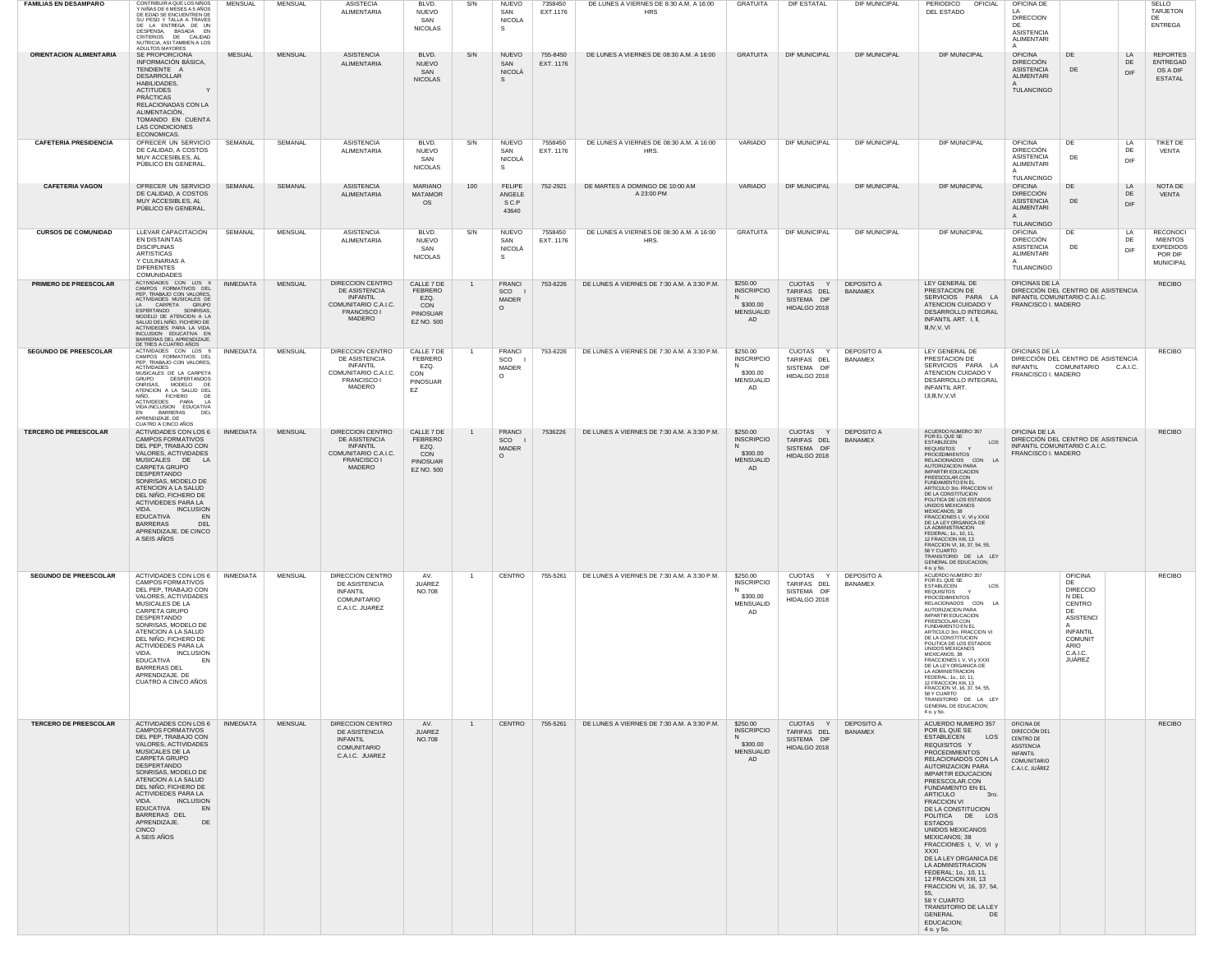| | | | | | | | | | | | | | | | | | | |
|---|---|---|---|---|---|---|---|---|---|---|---|---|---|---|---|---|---|---|
| FAMILIAS EN DESAMPARO | CONTRIBUIR A QUE LOS NIÑOS Y NIÑAS DE 6 MESES A 5 AÑOS DE EDAD SE ENCUENTREN DE SU PESO Y TALLA A TRAVES DE LA ENTREGA DE UN DESPENSA, BASADA EN CRITERIOS DE CALIDAD NUTRICIA, ASI TAMBIEN A LOS ADULTOS MAYORES | MENSUAL | MENSUAL | ASISTECIA ALIMENTARIA | BLVD. NUEVO SAN NICOLAS | S/N | NUEVO SAN NICOLAS | 7358450 EXT.1176 | DE LUNES A VIERNES DE 8:30 A.M. A 16:00 HRS | GRATUITA | DIF ESTATAL | DIF MUNICIPAL | PERIODICO OFICIAL DEL ESTADO | OFICINA DE LA DIRECCION DE ASISTENCIA ALIMENTARIA | | | | SELLO TARJETON DE ENTREGA |
| ORIENTACION ALIMENTARIA | SE PROPORCIONA INFORMACIÓN BÁSICA, TENDIENTE A DESARROLLAR HABILIDADES, ACTITUDES Y PRÁCTICAS RELACIONADAS CON LA ALIMENTACIÓN, TOMANDO EN CUENTA LAS CONDICIONES ECONOMICAS. | MESUAL | MENSUAL | ASISTENCIA ALIMENTARIA | BLVD. NUEVO SAN NICOLAS | S/N | NUEVO SAN NICOLÁS | 755-8450 EXT. 1176 | DE LUNES A VIERNES DE 08:30 A.M. A 16:00 | GRATUITA | DIF MUNICIPAL | DIF MUNICIPAL | DIF MUNICIPAL | OFICINA DIRECCIÓN ASISTENCIA ALIMENTARIA TULANCINGO | DE DE | | LA DE DIF | REPORTES ENTREGADOS A DIF ESTATAL |
| CAFETERIA PRESIDENCIA | OFRECER UN SERVICIO DE CALIDAD, A COSTOS MUY ACCESIBLES, AL PÚBLICO EN GENERAL. | SEMANAL | SEMANAL | ASISTENCIA ALIMENTARIA | BLVD. NUEVO SAN NICOLAS | S/N | NUEVO SAN NICOLÁS | 7558450 EXT. 1176 | DE LUNES A VIERNES DE 08:30 A.M. A 16:00 HRS. | VARIADO | DIF MUNICIPAL | DIF MUNICIPAL | DIF MUNICIPAL | OFICINA DIRECCIÓN ASISTENCIA ALIMENTARIA TULANCINGO | DE DE | | LA DE DIF | TIKET DE VENTA |
| CAFETERIA VAGON | OFRECER UN SERVICIO DE CALIDAD, A COSTOS MUY ACCESIBLES, AL PÚBLICO EN GENERAL. | SEMANAL | SEMANAL | ASISTENCIA ALIMENTARIA | MARIANO MATAMOROS | 100 | FELIPE ANGELES C.P 43640 | 752-2921 | DE MARTES A DOMINGO DE 10:00 AM A 23:00 PM | VARIADO | DIF MUNICIPAL | DIF MUNICIPAL | DIF MUNICIPAL | OFICINA DIRECCIÓN ASISTENCIA ALIMENTARIA TULANCINGO | DE DE | | LA DE DIF | NOTA DE VENTA |
| CURSOS DE COMUNIDAD | LLEVAR CAPACITACIÓN EN DISTAINTAS DISCIPLINAS ARTISTICAS Y CULINARIAS A DIFERENTES COMUNIDADES | SEMANAL | MENSUAL | ASISTENCIA ALIMENTARIA | BLVD. NUEVO SAN NICOLAS | S/N | NUEVO SAN NICOLÁS | 7558450 EXT. 1176 | DE LUNES A VIERNES DE 08:30 A.M. A 16:00 HRS. | GRATUITA | DIF MUNICIPAL | DIF MUNICIPAL | DIF MUNICIPAL | OFICINA DIRECCIÓN ASISTENCIA ALIMENTARIA TULANCINGO | DE DE | | LA DE DIF | RECONOCIMIENTOS EXPEDIDOS POR DIF MUNICIPAL |
| PRIMERO DE PREESCOLAR | ACTIVIDADES CON LOS 6 CAMPOS FORMATIVOS DEL PEP, TRABAJO CON VALORES, ACTIVIDADES MUSICALES DE LA CARPETA GRUPO ESPSERTANDO SONRISAS, MODELO DE ATENCION A LA SALUD DEL NIÑO, FICHERO DE ACTIVIDEDES PARA LA VIDA. INCLUSION EDUCATIVA EN BARRERAS DEL APRENDIZAJE. DE TRES A CUATRO AÑOS | INMEDIATA | MENSUAL | DIRECCION CENTRO DE ASISTENCIA INFANTIL COMUNITARIO C.A.I.C. FRANCISCO I MADERO | CALLE 7 DE FEBRERO EZQ. CON PINOSUAREZ NO. 500 | 1 | FRANCISCO I MADERO | 753-6226 | DE LUNES A VIERNES DE 7:30 A.M. A 3:30 P.M. | $250.00 INSCRIPCION $300.00 MENSUALIDAD | CUOTAS Y TARIFAS DEL SISTEMA DIF HIDALGO 2018 | DEPOSITO A BANAMEX | LEY GENERAL DE PRESTACION DE SERVICIOS PARA LA ATENCION CUIDADO Y DESARROLLO INTEGRAL INFANTIL ART. I, II, III,IV,V, VI | OFICINAS DE LA DIRECCIÓN DEL CENTRO DE ASISTENCIA INFANTIL COMUNITARIO C.A.I.C. FRANCISCO I. MADERO | | | | RECIBO |
| SEGUNDO DE PREESCOLAR | ACTIVIDADES CON LOS 6 CAMPOS FORMATIVOS DEL PEP, TRABAJO CON VALORES, ACTIVIDADES MUSICALES DE LA CARPETA GRUPO DESPERTANDOS ONRISAS, MODELO DE ATENCION A LA SALUD DEL NIÑO, FICHERO DE ACTIVIDEDES PARA LA VIDA.INCLUSION EDUCATIVA EN BARRERAS DEL APRENDIZAJE. DE CUATRO A CINCO AÑOS | INMEDIATA | MENSUAL | DIRECCION CENTRO DE ASISTENCIA INFANTIL COMUNITARIO C.A.I.C. FRANCISCO I MADERO | CALLE 7 DE FEBRERO EZQ. CON PINOSUAREZ | 1 | FRANCISCO I MADERO | 753-6226 | DE LUNES A VIERNES DE 7:30 A.M. A 3:30 P.M. | $250.00 INSCRIPCION $300.00 MENSUALIDAD | CUOTAS Y TARIFAS DEL SISTEMA DIF HIDALGO 2018 | DEPOSITO A BANAMEX | LEY GENERAL DE PRESTACION DE SERVICIOS PARA LA ATENCION CUIDADO Y DESARROLLO INTEGRAL INFANTIL ART. I,II,III,IV,V,VI | OFICINAS DE LA DIRECCIÓN DEL CENTRO DE ASISTENCIA INFANTIL COMUNITARIO C.A.I.C. FRANCISCO I. MADERO | | | | RECIBO |
| TERCERO DE PREESCOLAR | ACTIVIDADES CON LOS 6 CAMPOS FORMATIVOS DEL PEP, TRABAJO CON VALORES, ACTIVIDADES MUSICALES DE LA CARPETA GRUPO DESPERTANDO SONRISAS, MODELO DE ATENCION A LA SALUD DEL NIÑO, FICHERO DE ACTIVIDEDES PARA LA VIDA. INCLUSION EDUCATIVA EN BARRERAS DEL APRENDIZAJE. DE CINCO A SEIS AÑOS | INMEDIATA | MENSUAL | DIRECCION CENTRO DE ASISTENCIA INFANTIL COMUNITARIO C.A.I.C. FRANCISCO I MADERO | CALLE 7 DE FEBRERO EZQ. CON PINOSUAREZ NO. 500 | 1 | FRANCISCO I MADERO | 7536226 | DE LUNES A VIERNES DE 7:30 A.M. A 3:30 P.M. | $250.00 INSCRIPCION $300.00 MENSUALIDAD | CUOTAS Y TARIFAS DEL SISTEMA DIF HIDALGO 2018 | DEPOSITO A BANAMEX | ACUERDO NUMERO 357 POR EL QUE SE ESTABLECEN LOS REQUISITOS Y PROCEDIMIENTOS RELACIONADOS CON LA AUTORIZACION PARA IMPARTIR EDUCACION PREESCOLAR.CON FUNDAMENTO EN EL ARTICULO 3ro. FRACCION VI DE LA CONSTITUCION POLITICA DE LOS ESTADOS UNIDOS MEXICANOS MEXICANOS; 38 FRACCIONES I, V, VI y XXXI DE LA LEY ORGANICA DE LA ADMINISTRACION FEDERAL; 1o., 10, 11, 12 FRACCION XIII, 13 FRACCION VI, 16, 37, 54, 55, 58 Y CUARTO TRANSITORIO DE LA LEY GENERAL DE EDUCACION; 4 o. y 5o. | OFICINA DE LA DIRECCIÓN DEL CENTRO DE ASISTENCIA INFANTIL COMUNITARIO C.A.I.C. FRANCISCO I. MADERO | | | | RECIBO |
| SEGUNDO DE PREESCOLAR | ACTIVIDADES CON LOS 6 CAMPOS FORMATIVOS DEL PEP, TRABAJO CON VALORES, ACTIVIDADES MUSICALES DE LA CARPETA GRUPO DESPERTANDO SONRISAS, MODELO DE ATENCION A LA SALUD DEL NIÑO, FICHERO DE ACTIVIDEDES PARA LA VIDA. INCLUSION EDUCATIVA EN BARRERAS DEL APRENDIZAJE. DE CUATRO A CINCO AÑOS | INMEDIATA | MENSUAL | DIRECCION CENTRO DE ASISTENCIA INFANTIL COMUNITARIO C.A.I.C. JUAREZ | AV. JUAREZ NO.708 | 1 | CENTRO | 755-5261 | DE LUNES A VIERNES DE 7:30 A.M. A 3:30 P.M. | $250.00 INSCRIPCION $300.00 MENSUALIDAD | CUOTAS Y TARIFAS DEL SISTEMA DIF HIDALGO 2018 | DEPOSITO A BANAMEX | ACUERDO NUMERO 357 POR EL QUE SE ESTABLECEN LOS REQUISITOS Y PROCEDIMIENTOS RELACIONADOS CON LA AUTORIZACION PARA IMPARTIR EDUCACION PREESCOLAR.CON FUNDAMENTO EN EL ARTICULO 3ro. FRACCION VI DE LA CONSTITUCION POLITICA DE LOS ESTADOS UNIDOS MEXICANOS MEXICANOS; 38 FRACCIONES I, V, VI y XXXI DE LA LEY ORGANICA DE LA ADMINISTRACION FEDERAL; 1o., 10, 11, 12 FRACCION XIII, 13 FRACCION VI, 16, 37, 54, 55, 58 Y CUARTO TRANSITORIO DE LA LEY GENERAL DE EDUCACION; 4 o. y 5o. | | OFICINA DE DIRECCION DEL CENTRO DE ASISTENCIA INFANTIL COMUNITARIO C.A.I.C. JUÁREZ | | | RECIBO |
| TERCERO DE PREESCOLAR | ACTIVIDADES CON LOS 6 CAMPOS FORMATIVOS DEL PEP, TRABAJO CON VALORES, ACTIVIDADES MUSICALES DE LA CARPETA GRUPO DESPERTANDO SONRISAS, MODELO DE ATENCION A LA SALUD DEL NIÑO, FICHERO DE ACTIVIDEDES PARA LA VIDA. INCLUSION EDUCATIVA EN BARRERAS DEL APRENDIZAJE. DE CINCO A SEIS AÑOS | INMEDIATA | MENSUAL | DIRECCION CENTRO DE ASISTENCIA INFANTIL COMUNITARIO C.A.I.C. JUAREZ | AV. JUAREZ NO.708 | 1 | CENTRO | 755-5261 | DE LUNES A VIERNES DE 7:30 A.M. A 3:30 P.M. | $250.00 INSCRIPCION $300.00 MENSUALIDAD | CUOTAS Y TARIFAS DEL SISTEMA DIF HIDALGO 2018 | DEPOSITO A BANAMEX | ACUERDO NUMERO 357 POR EL QUE SE ESTABLECEN LOS REQUISITOS Y PROCEDIMIENTOS RELACIONADOS CON LA AUTORIZACION PARA IMPARTIR EDUCACION PREESCOLAR.CON FUNDAMENTO EN EL ARTICULO 3ro. FRACCION VI DE LA CONSTITUCION POLITICA DE LOS ESTADOS UNIDOS MEXICANOS MEXICANOS; 38 FRACCIONES I, V, VI y XXXI DE LA LEY ORGANICA DE LA ADMINISTRACION FEDERAL; 1o., 10, 11, 12 FRACCION XIII, 13 FRACCION VI, 16, 37, 54, 55, 58 Y CUARTO TRANSITORIO DE LA LEY GENERAL DE EDUCACION; 4 o. y 5o. | OFICINA DE DIRECCIÓN DEL CENTRO DE ASISTENCIA INFANTIL COMUNITARIO C.A.I.C. JUÁREZ | | | | RECIBO |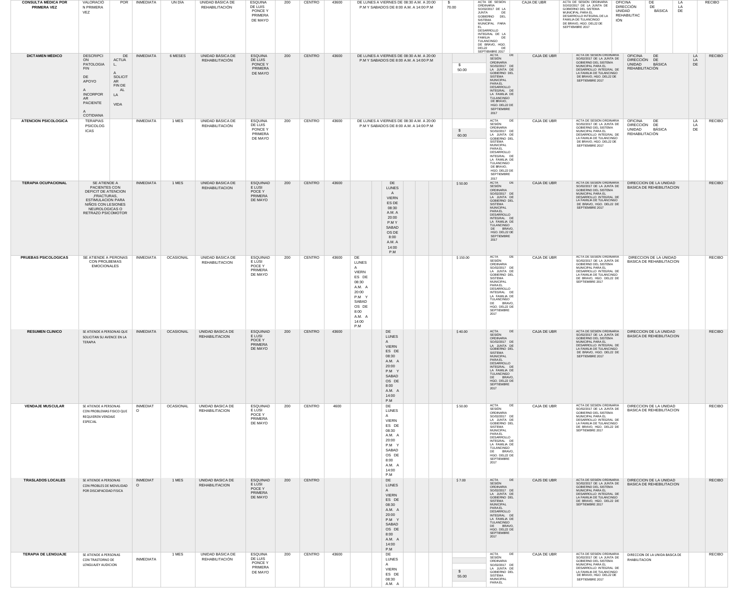| | | | | | | | | | | | | | | |
|---|---|---|---|---|---|---|---|---|---|---|---|---|---|---|
| **CONSULTA MEDICA POR PRIMERA VEZ** | VALORACIÓN PRIMERA VEZ POR | INMEDIATA | UN DÍA | UNIDAD BÁSICA DE REHABILITACIÓN | ESQUINA DE LUIS PONCE Y PRIMERA DE MAYO | 200 | CENTRO | 43600 | DE LUNES A VIERNES DE 08:30 A.M. A 20:00 P.M Y SABADOS DE 8:00 A.M. A 14:00 P.M | $ 70.00 | ACTA DE SESION ORDINARIA SO/02/2017 DE LA JUNTA DE GOBIERNO DEL SISTEMA MUNICIPAL PARA EL DESARROLLO INTEGRAL DE LA FAMILIA DE TULANCINGO DE BRAVO, HGO. DEL22 DE SEPTIEMBRE 2017 | CAJA DE UBR | ACTA DE SESION ORDINARIA SO/02/2017 DE LA JUNTA DE GOBIERNO DEL SISTEMA MUNICIPAL PARA EL DESARROLLO INTEGRAL DE LA FAMILIA DE TULANCINGO DE BRAVO, HGO. DEL22 DE SEPTIEMBRE 2017 | OFICINA DE LA DIRECCIÓN DE LA UNIDAD BÁSICA DE REHABILITACIÓN | RECIBO |
| **DICTAMEN MEDICO** | DESCRIPCION DE PATOLOGIA ACTUAL, A FIN DE APOYO SOLICITAR A FIN DE INCORPORAR AL PACIENTE A LA VIDA COTIDIANA | INMEDIATA | 6 MESES | UNIDAD BÁSICA DE REHABILITACIÓN | ESQUINA DE LUIS PONCE Y PRIMERA DE MAYO | 200 | CENTRO | 43600 | DE LUNES A VIERNES DE 08:30 A.M. A 20:00 P.M Y SABADOS DE 8:00 A.M. A 14:00 P.M | $ 50.00 | ACTA DE SESION ORDINARIA SO/02/2017 DE LA JUNTA DE GOBIERNO DEL SISTEMA MUNICIPAL PARA EL DESARROLLO INTEGRAL DE LA FAMILIA DE TULANCINGO DE BRAVO, HGO. DEL22 DE SEPTIEMBRE 2017 | CAJA DE UBR | ACTA DE SESION ORDINARIA SO/02/2017 DE LA JUNTA DE GOBIERNO DEL SISTEMA MUNICIPAL PARA EL DESARROLLO INTEGRAL DE LA FAMILIA DE TULANCINGO DE BRAVO, HGO. DEL22 DE SEPTIEMBRE 2017 | OFICINA DE LA DIRECCIÓN DE LA UNIDAD BÁSICA DE REHABILITACIÓN | RECIBO |
| **ATENCION PSICOLOGICA** | TERAPIAS PSICOLOGICAS | INMEDIATA | 1 MES | UNIDAD BÁSICA DE REHABILITACIÓN | ESQUINA DE LUIS PONCE Y PRIMERA DE MAYO | 200 | CENTRO | 43600 | DE LUNES A VIERNES DE 08:30 A.M. A 20:00 P.M Y SABADOS DE 8:00 A.M. A 14:00 P.M | $ 60.00 | ACTA DE SESION ORDINARIA SO/02/2017 DE LA JUNTA DE GOBIERNO DEL SISTEMA MUNICIPAL PARA EL DESARROLLO INTEGRAL DE LA FAMILIA DE TULANCINGO DE BRAVO, HGO. DEL22 DE SEPTIEMBRE 2017 | CAJA DE UBR | ACTA DE SESION ORDINARIA SO/02/2017 DE LA JUNTA DE GOBIERNO DEL SISTEMA MUNICIPAL PARA EL DESARROLLO INTEGRAL DE LA FAMILIA DE TULANCINGO DE BRAVO, HGO. DEL22 DE SEPTIEMBRE 2017 | OFICINA DE LA DIRECCIÓN DE LA UNIDAD BÁSICA DE REHABILITACIÓN | RECIBO |
| **TERAPIA OCUPACIONAL** | SE ATIENDE A PACIENTES CON DEFICIT DE ATENCION , ESTIMULACION PARA NIÑOS CON LESIONES NEUROLOGICAS O RETRAZO PSICOMOTOR | INMEDIATA | 1 MES | UNIDAD BASICA DE REHABILITACION | ESQUINAD E LUSI POCE Y PRIMERA DE MAYO | 200 | CENTRO | 43600 | DE LUNES A VIERNES DE 08:30 A.M. A 20:00 P.M Y SABADOS DE 8:00 A.M. A 14:00 P.M | $ 50.00 | ACTA DE SESION ORDINARIA SO/02/2017 DE LA JUNTA DE GOBIERNO DEL SISTEMA MUNICIPAL PARA EL DESARROLLO INTEGRAL DE LA FAMILIA DE TULANCINGO DE BRAVO, HGO. DEL22 DE SEPTIEMBRE 2017 | CAJA DE UBR | ACTA DE SESION ORDINARIA SO/02/2017 DE LA JUNTA DE GOBIERNO DEL SISTEMA MUNICIPAL PARA EL DESARROLLO INTEGRAL DE LA FAMILIA DE TULANCINGO DE BRAVO, HGO. DEL22 DE SEPTIEMBRE 2017 | DIRECCION DE LA UNIDAD BASICA DE REHEBILITACION | RECIBO |
| **PRUEBAS PSICOLOGICAS** | SE ATIENDE A PERONAS CON PROLBEMAS EMOCIONALES | INMEDIATA | OCASIONAL | UNIDAD BASICA DE REHABILITACION | ESQUINAD E LUSI POCE Y PRIMERA DE MAYO | 200 | CENTRO | 43600 | DE LUNES A VIERNES DE 08:30 A.M. A 20:00 P.M Y SABADOS DE 8:00 A.M. A 14:00 P.M | $ 150.00 | ACTA DE SESION ORDINARIA SO/02/2017 DE LA JUNTA DE GOBIERNO DEL SISTEMA MUNICIPAL PARA EL DESARROLLO INTEGRAL DE LA FAMILIA DE TULANCINGO DE BRAVO, HGO. DEL22 DE SEPTIEMBRE 2017 | CAJA DE UBR | ACTA DE SESION ORDINARIA SO/02/2017 DE LA JUNTA DE GOBIERNO DEL SISTEMA MUNICIPAL PARA EL DESARROLLO INTEGRAL DE LA FAMILIA DE TULANCINGO DE BRAVO, HGO. DEL22 DE SEPTIEMBRE 2017 | DIRECCION DE LA UNIDAD BASICA DE REHABILITACION | RECIBO |
| **RESUMEN CLINICO** | SE ATIENDE A PERSONAS QUE SOLICITAN SU AVENCE EN LA TERAPIA | INMEDIATA | OCASIONAL | UNIDAD BASICA DE REHABILITACION | ESQUINAD E LUSI POCE Y PRIMERA DE MAYO | 200 | CENTRO | 43600 | DE LUNES A VIERNES DE 08:30 A.M. A 20:00 P.M Y SABADOS DE 8:00 A.M. A 14:00 P.M | $ 40.00 | ACTA DE SESION ORDINARIA SO/02/2017 DE LA JUNTA DE GOBIERNO DEL SISTEMA MUNICIPAL PARA EL DESARROLLO INTEGRAL DE LA FAMILIA DE TULANCINGO DE BRAVO, HGO. DEL22 DE SEPTIEMBRE 2017 | CAJA DE UBR | ACTA DE SESION ORDINARIA SO/02/2017 DE LA JUNTA DE GOBIERNO DEL SISTEMA MUNICIPAL PARA EL DESARROLLO INTEGRAL DE LA FAMILIA DE TULANCINGO DE BRAVO, HGO. DEL22 DE SEPTIEMBRE 2017 | DIRECCION DE LA UNIDAD BASICA DE REHEBILITACION | RECIBO |
| **VENDAJE MUSCULAR** | SE ATIENDE A PERSONAS CON PROBLEMAS FISICO QUE REQUIEREN VENDAJE ESPECIAL | INMEDIATO | OCASIONAL | UNIDAD BASICA DE REHABILITACION | ESQUINAD E LUSI POCE Y PRIMERA DE MAYO | 200 | CENTRO | 4600 | DE LUNES A VIERNES DE 08:30 A.M. A 20:00 P.M Y SABADOS DE 8:00 A.M. A 14:00 P.M | $ 50.00 | ACTA DE SESION ORDINARIA SO/02/2017 DE LA JUNTA DE GOBIERNO DEL SISTEMA MUNICIPAL PARA EL DESARROLLO INTEGRAL DE LA FAMILIA DE TULANCINGO DE BRAVO, HGO. DEL22 DE SEPTIEMBRE 2017 | CAJA DE UBR | ACTA DE SESION ORDINARIA SO/02/2017 DE LA JUNTA DE GOBIERNO DEL SISTEMA MUNICIPAL PARA EL DESARROLLO INTEGRAL DE LA FAMILIA DE TULANCINGO DE BRAVO, HGO. DEL22 DE SEPTIEMBRE 2017 | DIRECCION DE LA UNIDAD BASICA DE REHEBILITACION | RECIBO |
| **TRASLADOS LOCALES** | SE ATIENDE A PERSONAS CON PROBLES DE MOVILIDAD POR DISCAPACIDAD FISICA | INMEDIATO | 1 MES | UNIDAD BASICA DE REHABILITACION | ESQUINAD E LUSI POCE Y PRIMERA DE MAYO | 200 | CENTRO | | DE LUNES A VIERNES DE 08:30 A.M. A 20:00 P.M Y SABADOS DE 8:00 A.M. A 14:00 P.M | $ 7.00 | ACTA DE SESION ORDINARIA SO/02/2017 DE LA JUNTA DE GOBIERNO DEL SISTEMA MUNICIPAL PARA EL DESARROLLO INTEGRAL DE LA FAMILIA DE TULANCINGO DE BRAVO, HGO. DEL22 DE SEPTIEMBRE 2017 | CAJS DE UBR | ACTA DE SESION ORDINARIA SO/02/2017 DE LA JUNTA DE GOBIERNO DEL SISTEMA MUNICIPAL PARA EL DESARROLLO INTEGRAL DE LA FAMILIA DE TULANCINGO DE BRAVO, HGO. DEL22 DE SEPTIEMBRE 2017 | DIRECCION DE LA UNIDAD BASICA DE REHEBILITACION | RECIBO |
| **TERAPIA DE LENGUAJE** | SE ATIENDE A PERSONAS CON TRASTORNO DE LENGUAJEY AUDICION | INMEDIATA | 1 MES | UNIDAD BÁSICA DE REHABILITACIÓN | ESQUINA DE LUIS PONCE Y PRIMERA DE MAYO | 200 | CENTRO | 43600 | DE LUNES A VIERNES DE 08:30 A.M. A | $ 55.00 | ACTA DE SESIÓN ORDINARIA SO/02/2017 DE LA JUNTA DE GOBIERNO DEL SISTEMA MUNICIPAL PARA EL | CAJA DE UBR | ACTA DE SESION ORDINARIA SO/02/2017 DE LA JUNTA DE GOBIERNO DEL SISTEMA MUNICIPAL PARA EL DESARROLLO INTEGRAL DE LA FAMILIA DE TULANCINGO DE BRAVO, HGO. DEL22 DE SEPTIEMBRE 2017 | DIRECCION DE LA UNIDA BASICA DE RHABILITACION | RECIBO |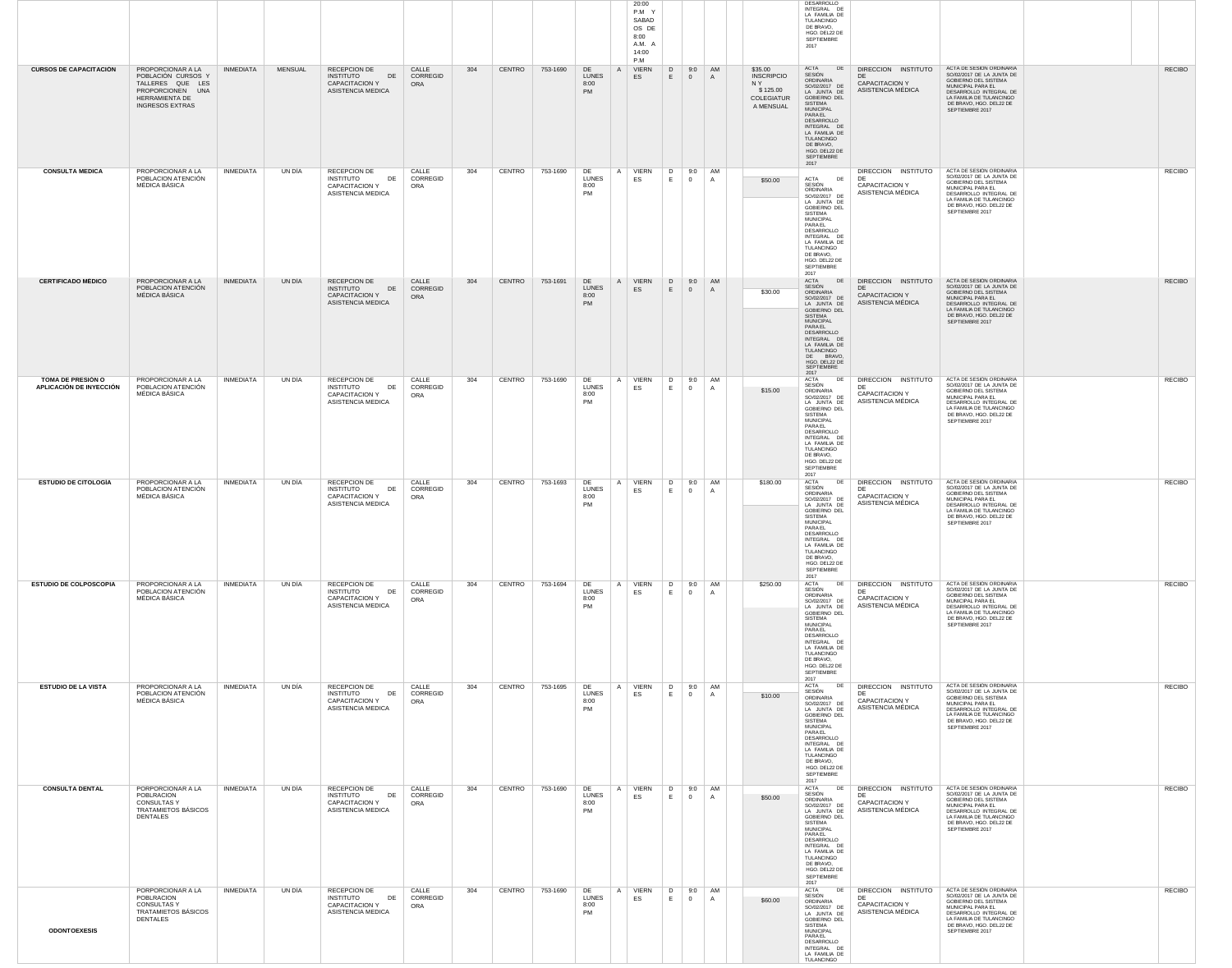| | | | | | | | | | | | | | | | | | | | | | | |
|---|---|---|---|---|---|---|---|---|---|---|---|---|---|---|---|---|---|---|---|---|---|---|
| | | | | | | | | | | | 20:00 P.M Y SABADOS DE 8:00 A.M. A 14:00 P.M | | | | | | DESARROLLO INTEGRAL DE LA FAMILIA DE TULANCINGO DE BRAVO, HGO. DEL22 DE SEPTIEMBRE 2017 | | | | | |
| **CURSOS DE CAPACITACION** | PROPORCIONAR A LA POBLACIÓN CURSOS Y TALLERES QUE LES PROPORCIONEN UNA HERRAMIENTA DE INGRESOS EXTRAS | INMEDIATA | MENSUAL | RECEPCION DE INSTITUTO DE CAPACITACION Y ASISTENCIA MEDICA | CALLE CORREGIDORA | 304 | CENTRO | 753-1690 | DE LUNES 8:00 PM | A | VIERNES | DE | 9:00 | AMA | | $35.00 INSCRIPCION Y $ 125.00 COLEGIATURA MENSUAL | ACTA DE SESION ORDINARIA SO/02/2017 DE LA JUNTA DE GOBIERNO DEL SISTEMA MUNICIPAL PARA EL DESARROLLO INTEGRAL DE LA FAMILIA DE TULANCINGO DE BRAVO, HGO. DEL22 DE SEPTIEMBRE 2017 | DIRECCION INSTITUTO DE CAPACITACION Y ASISTENCIA MÉDICA | ACTA DE SESION ORDINARIA SO/02/2017 DE LA JUNTA DE GOBIERNO DEL SISTEMA MUNICIPAL PARA EL DESARROLLO INTEGRAL DE LA FAMILIA DE TULANCINGO DE BRAVO, HGO. DEL22 DE SEPTIEMBRE 2017 | | | RECIBO |
| **CONSULTA MEDICA** | PROPORCIONAR A LA POBLACION ATENCIÓN MÉDICA BÁSICA | INMEDIATA | UN DÍA | RECEPCION DE INSTITUTO DE CAPACITACION Y ASISTENCIA MEDICA | CALLE CORREGIDORA | 304 | CENTRO | 753-1690 | DE LUNES 8:00 PM | A | VIERNES | DE | 9:00 | AMA | | $50.00 | ACTA DE SESIÓN ORDINARIA SO/02/2017 DE LA JUNTA DE GOBIERNO DEL SISTEMA MUNICIPAL PARA EL DESARROLLO INTEGRAL DE LA FAMILIA DE TULANCINGO DE BRAVO, HGO. DEL22 DE SEPTIEMBRE 2017 | DIRECCION INSTITUTO DE CAPACITACION Y ASISTENCIA MÉDICA | ACTA DE SESIÓN ORDINARIA SO/02/2017 DE LA JUNTA DE GOBIERNO DEL SISTEMA MUNICIPAL PARA EL DESARROLLO INTEGRAL DE LA FAMILIA DE TULANCINGO DE BRAVO, HGO. DEL22 DE SEPTIEMBRE 2017 | | | RECIBO |
| **CERTIFICADO MEDICO** | PROPORCIONAR A LA POBLACION ATENCIÓN MÉDICA BÁSICA | INMEDIATA | UN DÍA | RECEPCION DE INSTITUTO DE CAPACITACION Y ASISTENCIA MEDICA | CALLE CORREGIDORA | 304 | CENTRO | 753-1691 | DE LUNES 8:00 PM | A | VIERNES | DE | 9:00 | AMA | | $30.00 | ACTA DE SESIÓN ORDINARIA SO/02/2017 DE LA JUNTA DE GOBIERNO DEL SISTEMA MUNICIPAL PARA EL DESARROLLO INTEGRAL DE LA FAMILIA DE TULANCINGO DE BRAVO, HGO. DEL22 DE SEPTIEMBRE 2017 | DIRECCION INSTITUTO DE CAPACITACION Y ASISTENCIA MÉDICA | ACTA DE SESIÓN ORDINARIA SO/02/2017 DE LA JUNTA DE GOBIERNO DEL SISTEMA MUNICIPAL PARA EL DESARROLLO INTEGRAL DE LA FAMILIA DE TULANCINGO DE BRAVO, HGO. DEL22 DE SEPTIEMBRE 2017 | | | RECIBO |
| **TOMA DE PRESIÓN O APLICACIÓN DE INYECCIÓN** | PROPORCIONAR A LA POBLACION ATENCIÓN MÉDICA BÁSICA | INMEDIATA | UN DÍA | RECEPCION DE INSTITUTO DE CAPACITACION Y ASISTENCIA MEDICA | CALLE CORREGIDORA | 304 | CENTRO | 753-1690 | DE LUNES 8:00 PM | A | VIERNES | DE | 9:00 | AMA | | $15.00 | ACTA DE SESIÓN ORDINARIA SO/02/2017 DE LA JUNTA DE GOBIERNO DEL SISTEMA MUNICIPAL PARA EL DESARROLLO INTEGRAL DE LA FAMILIA DE TULANCINGO DE BRAVO, HGO. DEL22 DE SEPTIEMBRE 2017 | DIRECCION INSTITUTO DE CAPACITACION Y ASISTENCIA MÉDICA | ACTA DE SESIÓN ORDINARIA SO/02/2017 DE LA JUNTA DE GOBIERNO DEL SISTEMA MUNICIPAL PARA EL DESARROLLO INTEGRAL DE LA FAMILIA DE TULANCINGO DE BRAVO, HGO. DEL22 DE SEPTIEMBRE 2017 | | | RECIBO |
| **ESTUDIO DE CITOLOGÍA** | PROPORCIONAR A LA POBLACION ATENCIÓN MÉDICA BÁSICA | INMEDIATA | UN DÍA | RECEPCION DE INSTITUTO DE CAPACITACION Y ASISTENCIA MEDICA | CALLE CORREGIDORA | 304 | CENTRO | 753-1693 | DE LUNES 8:00 PM | A | VIERNES | DE | 9:00 | AMA | | $180.00 | ACTA DE SESIÓN ORDINARIA SO/02/2017 DE LA JUNTA DE GOBIERNO DEL SISTEMA MUNICIPAL PARA EL DESARROLLO INTEGRAL DE LA FAMILIA DE TULANCINGO DE BRAVO, HGO. DEL22 DE SEPTIEMBRE 2017 | DIRECCION INSTITUTO DE CAPACITACION Y ASISTENCIA MÉDICA | ACTA DE SESIÓN ORDINARIA SO/02/2017 DE LA JUNTA DE GOBIERNO DEL SISTEMA MUNICIPAL PARA EL DESARROLLO INTEGRAL DE LA FAMILIA DE TULANCINGO DE BRAVO, HGO. DEL22 DE SEPTIEMBRE 2017 | | | RECIBO |
| **ESTUDIO DE COLPOSCOPIA** | PROPORCIONAR A LA POBLACION ATENCIÓN MÉDICA BÁSICA | INMEDIATA | UN DÍA | RECEPCION DE INSTITUTO DE CAPACITACION Y ASISTENCIA MEDICA | CALLE CORREGIDORA | 304 | CENTRO | 753-1694 | DE LUNES 8:00 PM | A | VIERNES | DE | 9:00 | AMA | | $250.00 | ACTA DE SESIÓN ORDINARIA SO/02/2017 DE LA JUNTA DE GOBIERNO DEL SISTEMA MUNICIPAL PARA EL DESARROLLO INTEGRAL DE LA FAMILIA DE TULANCINGO DE BRAVO, HGO. DEL22 DE SEPTIEMBRE 2017 | DIRECCION INSTITUTO DE CAPACITACION Y ASISTENCIA MÉDICA | ACTA DE SESIÓN ORDINARIA SO/02/2017 DE LA JUNTA DE GOBIERNO DEL SISTEMA MUNICIPAL PARA EL DESARROLLO INTEGRAL DE LA FAMILIA DE TULANCINGO DE BRAVO, HGO. DEL22 DE SEPTIEMBRE 2017 | | | RECIBO |
| **ESTUDIO DE LA VISTA** | PROPORCIONAR A LA POBLACION ATENCIÓN MÉDICA BÁSICA | INMEDIATA | UN DÍA | RECEPCION DE INSTITUTO DE CAPACITACION Y ASISTENCIA MEDICA | CALLE CORREGIDORA | 304 | CENTRO | 753-1695 | DE LUNES 8:00 PM | A | VIERNES | DE | 9:00 | AMA | | $10.00 | ACTA DE SESIÓN ORDINARIA SO/02/2017 DE LA JUNTA DE GOBIERNO DEL SISTEMA MUNICIPAL PARA EL DESARROLLO INTEGRAL DE LA FAMILIA DE TULANCINGO DE BRAVO, HGO. DEL22 DE SEPTIEMBRE 2017 | DIRECCION INSTITUTO DE CAPACITACION Y ASISTENCIA MÉDICA | ACTA DE SESIÓN ORDINARIA SO/02/2017 DE LA JUNTA DE GOBIERNO DEL SISTEMA MUNICIPAL PARA EL DESARROLLO INTEGRAL DE LA FAMILIA DE TULANCINGO DE BRAVO, HGO. DEL22 DE SEPTIEMBRE 2017 | | | RECIBO |
| **CONSULTA DENTAL** | PORPORCIONAR A LA POBLACION TRATAMIETOS BÁSICOS DENTALES | INMEDIATA | UN DÍA | RECEPCION DE INSTITUTO DE CAPACITACION Y ASISTENCIA MEDICA | CALLE CORREGIDORA | 304 | CENTRO | 753-1690 | DE LUNES 8:00 PM | A | VIERNES | DE | 9:00 | AMA | | $50.00 | ACTA DE SESIÓN ORDINARIA SO/02/2017 DE LA JUNTA DE GOBIERNO DEL SISTEMA MUNICIPAL PARA EL DESARROLLO INTEGRAL DE LA FAMILIA DE TULANCINGO DE BRAVO, HGO. DEL22 DE SEPTIEMBRE 2017 | DIRECCION INSTITUTO DE CAPACITACION Y ASISTENCIA MÉDICA | ACTA DE SESIÓN ORDINARIA SO/02/2017 DE LA JUNTA DE GOBIERNO DEL SISTEMA MUNICIPAL PARA EL DESARROLLO INTEGRAL DE LA FAMILIA DE TULANCINGO DE BRAVO, HGO. DEL22 DE SEPTIEMBRE 2017 | | | RECIBO |
| **ODONTOEXESIS** | PORPORCIONAR A LA POBLACION CONSULTAS Y TRATAMIETOS BÁSICOS DENTALES | INMEDIATA | UN DÍA | RECEPCION DE INSTITUTO DE CAPACITACION Y ASISTENCIA MEDICA | CALLE CORREGIDORA | 304 | CENTRO | 753-1690 | DE LUNES 8:00 PM | A | VIERNES | DE | 9:00 | AMA | | $60.00 | ACTA DE SESIÓN ORDINARIA SO/02/2017 DE LA JUNTA DE GOBIERNO DEL SISTEMA MUNICIPAL PARA EL DESARROLLO INTEGRAL DE LA FAMILIA DE TULANCINGO | DIRECCION INSTITUTO DE CAPACITACION Y ASISTENCIA MÉDICA | ACTA DE SESIÓN ORDINARIA SO/02/2017 DE LA JUNTA DE GOBIERNO DEL SISTEMA MUNICIPAL PARA EL DESARROLLO INTEGRAL DE LA FAMILIA DE TULANCINGO DE BRAVO, HGO. DEL22 DE SEPTIEMBRE 2017 | | | RECIBO |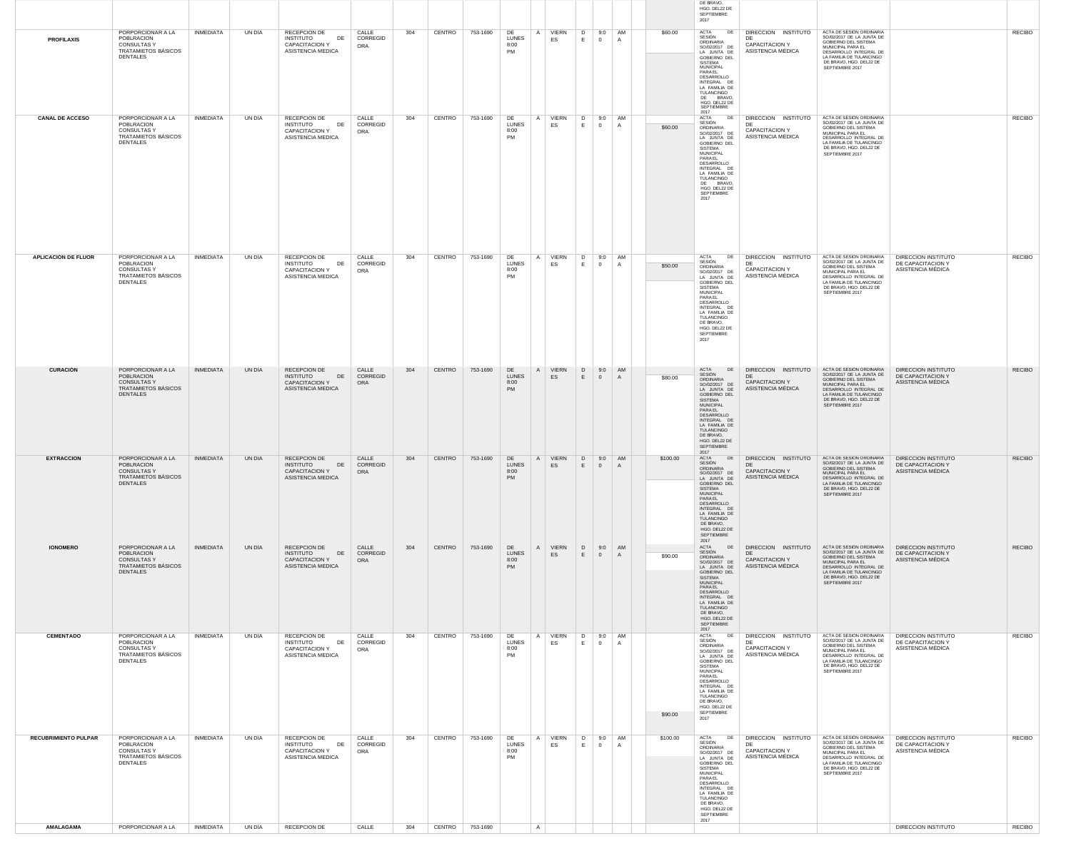| | | | | | | | | | | | | | | | | | | DE BRAVO, HGO. DEL22 DE SEPTIEMBRE 2017 | | | | |
|---|---|---|---|---|---|---|---|---|---|---|---|---|---|---|---|---|---|---|---|---|---|---|
| **PROFILAXIS** | PORPORCIONAR A LA POBLRACION CONSULTAS Y TRATAMIETOS BÁSICOS DENTALES | INMEDIATA | UN DÍA | RECEPCION DE INSTITUTO DE CAPACITACION Y ASISTENCIA MEDICA | CALLE CORREGIDORA | 304 | CENTRO | 753-1690 | DE LUNES 8:00 PM | A | VIERNES | DE | 9:00 | AMA | | $60.00 | ACTA DE SESIÓN ORDINARIA SO/02/2017 DE LA JUNTA DE GOBIERNO DEL SISTEMA MUNICIPAL PARA EL DESARROLLO INTEGRAL DE LA FAMILIA DE TULANCINGO DE BRAVO, HGO. DEL22 DE SEPTIEMBRE 2017 | DIRECCION INSTITUTO DE CAPACITACION Y ASISTENCIA MÉDICA | ACTA DE SESIÓN ORDINARIA SO/02/2017 DE LA JUNTA DE GOBIERNO DEL SISTEMA MUNICIPAL PARA EL DESARROLLO INTEGRAL DE LA FAMILIA DE TULANCINGO DE BRAVO, HGO. DEL22 DE SEPTIEMBRE 2017 | | RECIBO |
| **CANAL DE ACCESO** | PORPORCIONAR A LA POBLRACION CONSULTAS Y TRATAMIETOS BÁSICOS DENTALES | INMEDIATA | UN DÍA | RECEPCION DE INSTITUTO DE CAPACITACION Y ASISTENCIA MEDICA | CALLE CORREGIDORA | 304 | CENTRO | 753-1690 | DE LUNES 8:00 PM | A | VIERNES | DE | 9:00 | AMA | | $60.00 | ACTA DE SESIÓN ORDINARIA SO/02/2017 DE LA JUNTA DE GOBIERNO DEL SISTEMA MUNICIPAL PARA EL DESARROLLO INTEGRAL DE LA FAMILIA DE TULANCINGO DE BRAVO, HGO. DEL22 DE SEPTIEMBRE 2017 | DIRECCION INSTITUTO DE CAPACITACION Y ASISTENCIA MÉDICA | ACTA DE SESIÓN ORDINARIA SO/02/2017 DE LA JUNTA DE GOBIERNO DEL SISTEMA MUNICIPAL PARA EL DESARROLLO INTEGRAL DE LA FAMILIA DE TULANCINGO DE BRAVO, HGO. DEL22 DE SEPTIEMBRE 2017 | | RECIBO |
| **APLICACIÓN DE FLUOR** | PORPORCIONAR A LA POBLRACION CONSULTAS Y TRATAMIETOS BÁSICOS DENTALES | INMEDIATA | UN DÍA | RECEPCION DE INSTITUTO DE CAPACITACION Y ASISTENCIA MEDICA | CALLE CORREGIDORA | 304 | CENTRO | 753-1690 | DE LUNES 8:00 PM | A | VIERNES | DE | 9:00 | AMA | | $50.00 | ACTA DE SESIÓN ORDINARIA SO/02/2017 DE LA JUNTA DE GOBIERNO DEL SISTEMA MUNICIPAL PARA EL DESARROLLO INTEGRAL DE LA FAMILIA DE TULANCINGO DE BRAVO, HGO. DEL22 DE SEPTIEMBRE 2017 | DIRECCION INSTITUTO DE CAPACITACION Y ASISTENCIA MÉDICA | ACTA DE SESIÓN ORDINARIA SO/02/2017 DE LA JUNTA DE GOBIERNO DEL SISTEMA MUNICIPAL PARA EL DESARROLLO INTEGRAL DE LA FAMILIA DE TULANCINGO DE BRAVO, HGO. DEL22 DE SEPTIEMBRE 2017 | DIRECCION INSTITUTO DE CAPACITACION Y ASISTENCIA MÉDICA | RECIBO |
| **CURACIÓN** | PORPORCIONAR A LA POBLRACION CONSULTAS Y TRATAMIETOS BÁSICOS DENTALES | INMEDIATA | UN DÍA | RECEPCION DE INSTITUTO DE CAPACITACION Y ASISTENCIA MEDICA | CALLE CORREGIDORA | 304 | CENTRO | 753-1690 | DE LUNES 8:00 PM | A | VIERNES | DE | 9:00 | AMA | | $80.00 | ACTA DE SESIÓN ORDINARIA SO/02/2017 DE LA JUNTA DE GOBIERNO DEL SISTEMA MUNICIPAL PARA EL DESARROLLO INTEGRAL DE LA FAMILIA DE TULANCINGO DE BRAVO, HGO. DEL22 DE SEPTIEMBRE 2017 | DIRECCION INSTITUTO DE CAPACITACION Y ASISTENCIA MÉDICA | ACTA DE SESIÓN ORDINARIA SO/02/2017 DE LA JUNTA DE GOBIERNO DEL SISTEMA MUNICIPAL PARA EL DESARROLLO INTEGRAL DE LA FAMILIA DE TULANCINGO DE BRAVO, HGO. DEL22 DE SEPTIEMBRE 2017 | DIRECCION INSTITUTO DE CAPACITACION Y ASISTENCIA MÉDICA | RECIBO |
| **EXTRACCION** | PORPORCIONAR A LA POBLRACION CONSULTAS Y TRATAMIETOS BÁSICOS DENTALES | INMEDIATA | UN DÍA | RECEPCION DE INSTITUTO DE CAPACITACION Y ASISTENCIA MEDICA | CALLE CORREGIDORA | 304 | CENTRO | 753-1690 | DE LUNES 8:00 PM | A | VIERNES | DE | 9:00 | AMA | | $100.00 | ACTA DE SESIÓN ORDINARIA SO/02/2017 DE LA JUNTA DE GOBIERNO DEL SISTEMA MUNICIPAL PARA EL DESARROLLO INTEGRAL DE LA FAMILIA DE TULANCINGO DE BRAVO, HGO. DEL22 DE SEPTIEMBRE 2017 | DIRECCION INSTITUTO DE CAPACITACION Y ASISTENCIA MÉDICA | ACTA DE SESIÓN ORDINARIA SO/02/2017 DE LA JUNTA DE GOBIERNO DEL SISTEMA MUNICIPAL PARA EL DESARROLLO INTEGRAL DE LA FAMILIA DE TULANCINGO DE BRAVO, HGO. DEL22 DE SEPTIEMBRE 2017 | DIRECCION INSTITUTO DE CAPACITACION Y ASISTENCIA MÉDICA | RECIBO |
| **IONOMERO** | PORPORCIONAR A LA POBLRACION CONSULTAS Y TRATAMIETOS BÁSICOS DENTALES | INMEDIATA | UN DÍA | RECEPCION DE INSTITUTO DE CAPACITACION Y ASISTENCIA MEDICA | CALLE CORREGIDORA | 304 | CENTRO | 753-1690 | DE LUNES 8:00 PM | A | VIERNES | DE | 9:00 | AMA | | $90.00 | ACTA DE SESIÓN ORDINARIA SO/02/2017 DE LA JUNTA DE GOBIERNO DEL SISTEMA MUNICIPAL PARA EL DESARROLLO INTEGRAL DE LA FAMILIA DE TULANCINGO DE BRAVO, HGO. DEL22 DE SEPTIEMBRE 2017 | DIRECCION INSTITUTO DE CAPACITACION Y ASISTENCIA MÉDICA | ACTA DE SESIÓN ORDINARIA SO/02/2017 DE LA JUNTA DE GOBIERNO DEL SISTEMA MUNICIPAL PARA EL DESARROLLO INTEGRAL DE LA FAMILIA DE TULANCINGO DE BRAVO, HGO. DEL22 DE SEPTIEMBRE 2017 | DIRECCION INSTITUTO DE CAPACITACION Y ASISTENCIA MÉDICA | RECIBO |
| **CEMENTADO** | PORPORCIONAR A LA POBLRACION CONSULTAS Y TRATAMIETOS BÁSICOS DENTALES | INMEDIATA | UN DÍA | RECEPCION DE INSTITUTO DE CAPACITACION Y ASISTENCIA MEDICA | CALLE CORREGIDORA | 304 | CENTRO | 753-1690 | DE LUNES 8:00 PM | A | VIERNES | DE | 9:00 | AMA | | $90.00 | ACTA DE SESIÓN ORDINARIA SO/02/2017 DE LA JUNTA DE GOBIERNO DEL SISTEMA MUNICIPAL PARA EL DESARROLLO INTEGRAL DE LA FAMILIA DE TULANCINGO DE BRAVO, HGO. DEL22 DE SEPTIEMBRE 2017 | DIRECCION INSTITUTO DE CAPACITACION Y ASISTENCIA MÉDICA | ACTA DE SESIÓN ORDINARIA SO/02/2017 DE LA JUNTA DE GOBIERNO DEL SISTEMA MUNICIPAL PARA EL DESARROLLO INTEGRAL DE LA FAMILIA DE TULANCINGO DE BRAVO, HGO. DEL22 DE SEPTIEMBRE 2017 | DIRECCION INSTITUTO DE CAPACITACION Y ASISTENCIA MÉDICA | RECIBO |
| **RECUBRIMIENTO PULPAR** | PORPORCIONAR A LA POBLRACION CONSULTAS Y TRATAMIETOS BÁSICOS DENTALES | INMEDIATA | UN DÍA | RECEPCION DE INSTITUTO DE CAPACITACION Y ASISTENCIA MEDICA | CALLE CORREGIDORA | 304 | CENTRO | 753-1690 | DE LUNES 8:00 PM | A | VIERNES | DE | 9:00 | AMA | | $100.00 | ACTA DE SESIÓN ORDINARIA SO/02/2017 DE LA JUNTA DE GOBIERNO DEL SISTEMA MUNICIPAL PARA EL DESARROLLO INTEGRAL DE LA FAMILIA DE TULANCINGO DE BRAVO, HGO. DEL22 DE SEPTIEMBRE 2017 | DIRECCION INSTITUTO DE CAPACITACION Y ASISTENCIA MÉDICA | ACTA DE SESIÓN ORDINARIA SO/02/2017 DE LA JUNTA DE GOBIERNO DEL SISTEMA MUNICIPAL PARA EL DESARROLLO INTEGRAL DE LA FAMILIA DE TULANCINGO DE BRAVO, HGO. DEL22 DE SEPTIEMBRE 2017 | DIRECCION INSTITUTO DE CAPACITACION Y ASISTENCIA MÉDICA | RECIBO |
| **AMALAGAMA** | PORPORCIONAR A LA | INMEDIATA | UN DÍA | RECEPCION DE | CALLE | 304 | CENTRO | 753-1690 | | A | | | | | | | | | | DIRECCION INSTITUTO | RECIBO |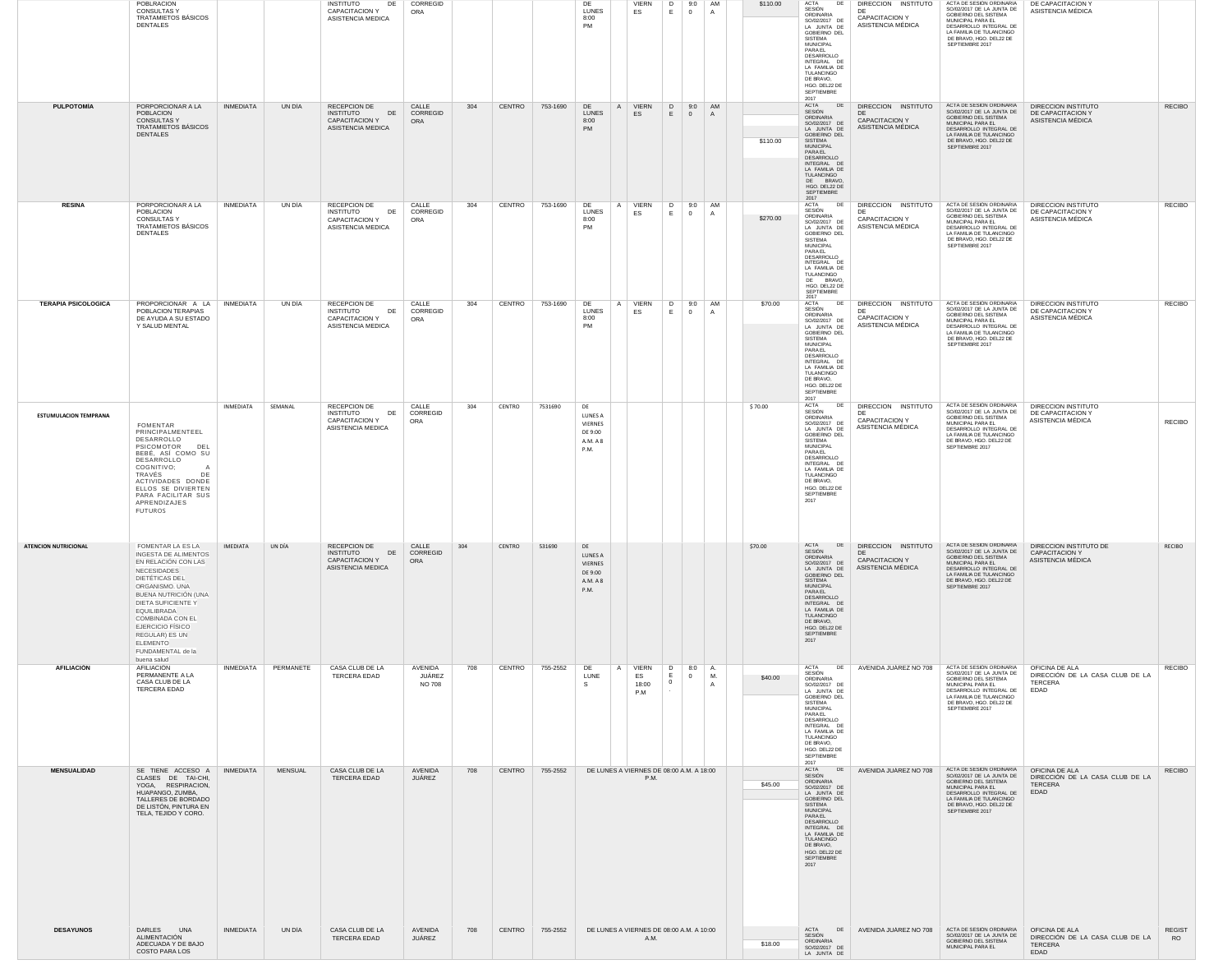| | | | | | | | | | | | | | | | | | | | | | |
|---|---|---|---|---|---|---|---|---|---|---|---|---|---|---|---|---|---|---|---|---|---|
| | POBLACION CONSULTAS Y TRATAMIETOS BÁSICOS DENTALES | | | INSTITUTO DE CAPACITACION Y ASISTENCIA MEDICA | CORREGIDORA | | | | DE LUNES 8:00 PM | | VIERNES | DE | 9:00 | AM A | | $110.00 | ACTA DE SESION ORDINARIA SO/02/2017 DE LA JUNTA DE GOBIERNO DEL SISTEMA MUNICIPAL PARA EL DESARROLLO INTEGRAL DE LA FAMILIA DE TULANCINGO DE BRAVO, HGO. DEL22 DE SEPTIEMBRE 2017 | DIRECCION INSTITUTO DE CAPACITACION Y ASISTENCIA MÉDICA | ACTA DE SESIÓN ORDINARIA SO/02/2017 DE LA JUNTA DE GOBIERNO DEL SISTEMA MUNICIPAL PARA EL DESARROLLO INTEGRAL DE LA FAMILIA DE TULANCINGO DE BRAVO, HGO. DEL22 DE SEPTIEMBRE 2017 | DE CAPACITACION Y ASISTENCIA MÉDICA | |
| **PULPOTOMÍA** | PORPORCIONAR A LA POBLACION CONSULTAS Y TRATAMIETOS BÁSICOS DENTALES | INMEDIATA | UN DÍA | RECEPCION DE INSTITUTO DE CAPACITACION Y ASISTENCIA MEDICA | CALLE CORREGIDORA | 304 | CENTRO | 753-1690 | DE LUNES 8:00 PM | A | VIERNES | DE | 9:00 | AM A | | $110.00 | ACTA DE SESION ORDINARIA SO/02/2017 DE LA JUNTA DE GOBIERNO DEL SISTEMA MUNICIPAL PARA EL DESARROLLO INTEGRAL DE LA FAMILIA DE TULANCINGO DE BRAVO, HGO. DEL22 DE SEPTIEMBRE 2017 | DIRECCION INSTITUTO DE CAPACITACION Y ASISTENCIA MÉDICA | ACTA DE SESIÓN ORDINARIA SO/02/2017 DE LA JUNTA DE GOBIERNO DEL SISTEMA MUNICIPAL PARA EL DESARROLLO INTEGRAL DE LA FAMILIA DE TULANCINGO DE BRAVO, HGO. DEL22 DE SEPTIEMBRE 2017 | DIRECCION INSTITUTO DE CAPACITACION Y ASISTENCIA MÉDICA | RECIBO |
| **RESINA** | PORPORCIONAR A LA POBLACION CONSULTAS Y TRATAMIETOS BÁSICOS DENTALES | INMEDIATA | UN DÍA | RECEPCION DE INSTITUTO DE CAPACITACION Y ASISTENCIA MEDICA | CALLE CORREGIDORA | 304 | CENTRO | 753-1690 | DE LUNES 8:00 PM | A | VIERNES | DE | 9:00 | AM A | | $270.00 | ACTA DE SESIÓN ORDINARIA SO/02/2017 DE LA JUNTA DE GOBIERNO DEL SISTEMA MUNICIPAL PARA EL DESARROLLO INTEGRAL DE LA FAMILIA DE TULANCINGO DE BRAVO, HGO. DEL22 DE SEPTIEMBRE 2017 | DIRECCION INSTITUTO DE CAPACITACION Y ASISTENCIA MÉDICA | ACTA DE SESIÓN ORDINARIA SO/02/2017 DE LA JUNTA DE GOBIERNO DEL SISTEMA MUNICIPAL PARA EL DESARROLLO INTEGRAL DE LA FAMILIA DE TULANCINGO DE BRAVO, HGO. DEL22 DE SEPTIEMBRE 2017 | DIRECCION INSTITUTO DE CAPACITACION Y ASISTENCIA MÉDICA | RECIBO |
| **TERAPIA PSICOLOGICA** | PROPORCIONAR A LA POBLACION TERAPIAS DE AYUDA A SU ESTADO Y SALUD MENTAL | INMEDIATA | UN DÍA | RECEPCION DE INSTITUTO DE CAPACITACION Y ASISTENCIA MEDICA | CALLE CORREGIDORA | 304 | CENTRO | 753-1690 | DE LUNES 8:00 PM | A | VIERNES | DE | 9:00 | AM A | | $70.00 | ACTA DE SESIÓN ORDINARIA SO/02/2017 DE LA JUNTA DE GOBIERNO DEL SISTEMA MUNICIPAL PARA EL DESARROLLO INTEGRAL DE LA FAMILIA DE TULANCINGO DE BRAVO, HGO. DEL22 DE SEPTIEMBRE 2017 | DIRECCION INSTITUTO DE CAPACITACION Y ASISTENCIA MÉDICA | ACTA DE SESIÓN ORDINARIA SO/02/2017 DE LA JUNTA DE GOBIERNO DEL SISTEMA MUNICIPAL PARA EL DESARROLLO INTEGRAL DE LA FAMILIA DE TULANCINGO DE BRAVO, HGO. DEL22 DE SEPTIEMBRE 2017 | DIRECCION INSTITUTO DE CAPACITACION Y ASISTENCIA MÉDICA | RECIBO |
| **ESTUMULACION TEMPRANA** | FOMENTAR PRINCIPALMENTEEL DESARROLLO PSICOMOTOR DEL BEBÉ, ASÍ COMO SU DESARROLLO COGNITIVO; A TRAVÉS DE ACTIVIDADES DONDE ELLOS SE DIVIERTEN PARA FACILITAR SUS APRENDIZAJES FUTUROS | INMEDIATA | SEMANAL | RECEPCION DE INSTITUTO DE CAPACITACION Y ASISTENCIA MEDICA | CALLE CORREGIDORA | 304 | CENTRO | 7531690 | DE LUNES A VIERNES DE 9:00 A.M. A 8 P.M. | | | | | | | $ 70.00 | ACTA DE SESIÓN ORDINARIA SO/02/2017 DE LA JUNTA DE GOBIERNO DEL SISTEMA MUNICIPAL PARA EL DESARROLLO INTEGRAL DE LA FAMILIA DE TULANCINGO DE BRAVO, HGO. DEL22 DE SEPTIEMBRE 2017 | DIRECCION INSTITUTO DE CAPACITACION Y ASISTENCIA MÉDICA | ACTA DE SESIÓN ORDINARIA SO/02/2017 DE LA JUNTA DE GOBIERNO DEL SISTEMA MUNICIPAL PARA EL DESARROLLO INTEGRAL DE LA FAMILIA DE TULANCINGO DE BRAVO, HGO. DEL22 DE SEPTIEMBRE 2017 | DIRECCION INSTITUTO DE CAPACITACION Y ASISTENCIA MÉDICA | RECIBO |
| **ATENCION NUTRICIONAL** | FOMENTAR LA ES LA INGESTA DE ALIMENTOS EN RELACIÓN CON LAS NECESIDADES DIETÉTICAS DEL ORGANISMO. UNA BUENA NUTRICIÓN (UNA DIETA SUFICIENTE Y EQUILIBRADA COMBINADA CON EL EJERCICIO FÍSICO REGULAR) ES UN ELEMENTO FUNDAMENTAL de la buena salud | IMEDIATA | UN DÍA | RECEPCION DE INSTITUTO DE CAPACITACION Y ASISTENCIA MEDICA | CALLE CORREGIDORA | 304 | CENTRO | 531690 | DE LUNES A VIERNES DE 9:00 A.M. A 8 P.M. | | | | | | | $70.00 | ACTA DE SESIÓN ORDINARIA SO/02/2017 DE LA JUNTA DE GOBIERNO DEL SISTEMA MUNICIPAL PARA EL DESARROLLO INTEGRAL DE LA FAMILIA DE TULANCINGO DE BRAVO, HGO. DEL22 DE SEPTIEMBRE 2017 | DIRECCION INSTITUTO DE CAPACITACION Y ASISTENCIA MÉDICA | ACTA DE SESIÓN ORDINARIA SO/02/2017 DE LA JUNTA DE GOBIERNO DEL SISTEMA MUNICIPAL PARA EL DESARROLLO INTEGRAL DE LA FAMILIA DE TULANCINGO DE BRAVO, HGO. DEL22 DE SEPTIEMBRE 2017 | DIRECCION INSTITUTO DE CAPACITACION Y ASISTENCIA MÉDICA | RECIBO |
| **AFILIACIÓN** | AFILIACIÓN PERMANENTE A LA CASA CLUB DE LA TERCERA EDAD | INMEDIATA | PERMANETE | CASA CLUB DE LA TERCERA EDAD | AVENIDA JUÁREZ NO 708 | 708 | CENTRO | 755-2552 | DE LUNES | A | VIERNES 18:00 P.M | DE 0. | 8:00 | A. M. A | | $40.00 | ACTA DE SESIÓN ORDINARIA SO/02/2017 DE LA JUNTA DE GOBIERNO DEL SISTEMA MUNICIPAL PARA EL DESARROLLO INTEGRAL DE LA FAMILIA DE TULANCINGO DE BRAVO, HGO. DEL22 DE SEPTIEMBRE 2017 | AVENIDA JUÁREZ NO 708 | ACTA DE SESIÓN ORDINARIA SO/02/2017 DE LA JUNTA DE GOBIERNO DEL SISTEMA MUNICIPAL PARA EL DESARROLLO INTEGRAL DE LA FAMILIA DE TULANCINGO DE BRAVO, HGO. DEL22 DE SEPTIEMBRE 2017 | OFICINA DE ALA DIRECCIÓN DE LA CASA CLUB DE LA TERCERA EDAD | RECIBO |
| **MENSUALIDAD** | SE TIENE ACCESO A CLASES DE TAI-CHI, YOGA, RESPIRACION, HUAPANGO, ZUMBA, TALLERES DE BORDADO DE LISTÓN, PINTURA EN TELA, TEJIDO Y CORO. | INMEDIATA | MENSUAL | CASA CLUB DE LA TERCERA EDAD | AVENIDA JUÁREZ | 708 | CENTRO | 755-2552 | DE LUNES A VIERNES DE 08:00 A.M. A 18:00 P.M. | | | | | | | $45.00 | ACTA DE SESIÓN ORDINARIA SO/02/2017 DE LA JUNTA DE GOBIERNO DEL SISTEMA MUNICIPAL PARA EL DESARROLLO INTEGRAL DE LA FAMILIA DE TULANCINGO DE BRAVO, HGO. DEL22 DE SEPTIEMBRE 2017 | AVENIDA JUAREZ NO 708 | ACTA DE SESIÓN ORDINARIA SO/02/2017 DE LA JUNTA DE GOBIERNO DEL SISTEMA MUNICIPAL PARA EL DESARROLLO INTEGRAL DE LA FAMILIA DE TULANCINGO DE BRAVO, HGO. DEL22 DE SEPTIEMBRE 2017 | OFICINA DE ALA DIRECCIÓN DE LA CASA CLUB DE LA TERCERA EDAD | RECIBO |
| **DESAYUNOS** | DARLES UNA ALIMENTACIÓN ADECUADA Y DE BAJO COSTO PARA LOS | INMEDIATA | UN DÍA | CASA CLUB DE LA TERCERA EDAD | AVENIDA JUÁREZ | 708 | CENTRO | 755-2552 | DE LUNES A VIERNES DE 08:00 A.M. A 10:00 A.M. | | | | | | | $18.00 | ACTA DE SESIÓN ORDINARIA SO/02/2017 DE LA JUNTA DE | AVENIDA JUAREZ NO 708 | ACTA DE SESIÓN ORDINARIA SO/02/2017 DE LA JUNTA DE GOBIERNO DEL SISTEMA MUNICIPAL PARA EL | OFICINA DE ALA DIRECCIÓN DE LA CASA CLUB DE LA TERCERA EDAD | REGISTRO |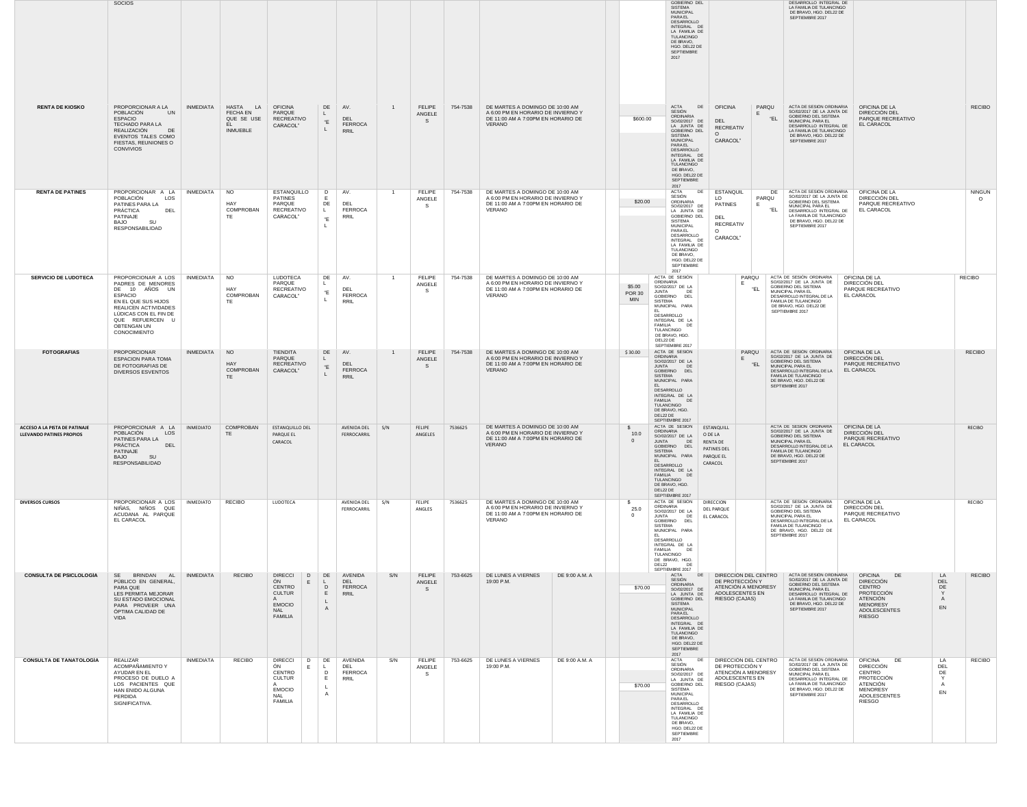| | SOCIOS | | | | | | | | | | | | GOBIERNO DEL SISTEMA MUNICIPAL PARA EL DESARROLLO INTEGRAL DE LA FAMILIA DE TULANCINGO DE BRAVO, HGO. DEL 22 DE SEPTIEMBRE 2017 | | | DESARROLLO INTEGRAL DE LA FAMILIA DE TULANCINGO DE BRAVO, HGO. DEL 22 DE SEPTIEMBRE 2017 | | | |
|---|---|---|---|---|---|---|---|---|---|---|---|---|---|---|---|---|---|---|---|
| RENTA DE KIOSKO | PROPORCIONAR A LA POBLACIÓN UN ESPACIO TECHADO PARA LA REALIZACIÓN DE EVENTOS TALES COMO FIESTAS, REUNIONES O CONVIVIOS | INMEDIATA | HASTA LA FECHA EN QUE SE USE EL INMUEBLE | OFICINA PARQUE RECREATIVO CARACOL" | DEL "EL | AV. DEL FERROCARRIL | 1 | FELIPE ANGELES | 754-7538 | DE MARTES A DOMINGO DE 10:00 AM A 6:00 PM EN HORARIO DE INVIERNO Y DE 11:00 AM A 7:00PM EN HORARIO DE VERANO | | $600.00 | ACTA DE SESIÓN ORDINARIA SO/02/2017 DE LA JUNTA DE GOBIERNO DEL SISTEMA MUNICIPAL PARA EL DESARROLLO INTEGRAL DE LA FAMILIA DE TULANCINGO DE BRAVO, HGO. DEL 22 DE SEPTIEMBRE 2017 | OFICINA DEL RECREATIVO CARACOL" | PARQUE "EL | ACTA DE SESION ORDINARIA SO/02/2017 DE LA JUNTA DE GOBIERNO DEL SISTEMA MUNICIPAL PARA EL DESARROLLO INTEGRAL DE LA FAMILIA DE TULANCINGO DE BRAVO, HGO. DEL 22 DE SEPTIEMBRE 2017 | OFICINA DE LA DIRECCIÓN DEL PARQUE RECREATIVO EL CARACOL | | RECIBO |
| RENTA DE PATINES | PROPORCIONAR A LA POBLACIÓN LOS PATINES PARA LA PRÁCTICA DEL PATINAJE BAJO SU RESPONSABILIDAD | INMEDIATA | NO HAY COMPROBANTE | ESTANQUILLO PATINES PARQUE RECREATIVO CARACOL" | DE DE "EL | AV. DEL FERROCARRIL | 1 | FELIPE ANGELES | 754-7538 | DE MARTES A DOMINGO DE 10:00 AM A 6:00 PM EN HORARIO DE INVIERNO Y DE 11:00 AM A 7:00PM EN HORARIO DE VERANO | | $20.00 | ACTA DE SESIÓN ORDINARIA SO/02/2017 DE LA JUNTA DE GOBIERNO DEL SISTEMA MUNICIPAL PARA EL DESARROLLO INTEGRAL DE LA FAMILIA DE TULANCINGO DE BRAVO, HGO. DEL 22 DE SEPTIEMBRE 2017 | ESTANQUILLO PATINES DEL RECREATIVO CARACOL" | DE PARQUE "EL | ACTA DE SESION ORDINARIA SO/02/2017 DE LA JUNTA DE GOBIERNO DEL SISTEMA MUNICIPAL PARA EL DESARROLLO INTEGRAL DE LA FAMILIA DE TULANCINGO DE BRAVO, HGO. DEL 22 DE SEPTIEMBRE 2017 | OFICINA DE LA DIRECCIÓN DEL PARQUE RECREATIVO EL CARACOL | | NINGUNO |
| SERVICIO DE LUDOTECA | PROPORCIONAR A LOS PADRES DE MENORES DE 10 AÑOS UN ESPACIO EN EL QUE SUS HIJOS REALICEN ACTIVIDADES LÚDICAS CON EL FIN DE QUE REFUERCEN U OBTENGAN UN CONOCIMIENTO | INMEDIATA | NO HAY COMPROBANTE | LUDOTECA PARQUE RECREATIVO CARACOL" | DEL "EL | AV. DEL FERROCARRIL | 1 | FELIPE ANGELES | 754-7538 | DE MARTES A DOMINGO DE 10:00 AM A 6:00 PM EN HORARIO DE INVIERNO Y DE 11:00 AM A 7:00PM EN HORARIO DE VERANO | | $5.00 POR 30 MIN | ACTA DE SESIÓN ORDINARIA SO/02/2017 DE LA JUNTA DE GOBIERNO DEL SISTEMA MUNICIPAL PARA EL DESARROLLO INTEGRAL DE LA FAMILIA DE TULANCINGO DE BRAVO, HGO. DEL 22 DE SEPTIEMBRE 2017 | | PARQUE "EL | ACTA DE SESION ORDINARIA SO/02/2017 DE LA JUNTA DE GOBIERNO DEL SISTEMA MUNICIPAL PARA EL DESARROLLO INTEGRAL DE LA FAMILIA DE TULANCINGO DE BRAVO, HGO. DEL 22 DE SEPTIEMBRE 2017 | OFICINA DE LA DIRECCIÓN DEL PARQUE RECREATIVO EL CARACOL | | RECIBO |
| FOTOGRAFIAS | PROPORCIONAR ESPACION PARA TOMA DE FOTOGRAFIAS DE DIVERSOS ESVENTOS | INMEDIATA | NO HAY COMPROBANTE | TIENDITA PARQUE RECREATIVO CARACOL" | DEL "EL | AV. DEL FERROCARRIL | 1 | FELIPE ANGELES | 754-7538 | DE MARTES A DOMINGO DE 10:00 AM A 6:00 PM EN HORARIO DE INVIERNO Y DE 11:00 AM A 7:00PM EN HORARIO DE VERANO | | $ 30.00 | ACTA DE SESIÓN ORDINARIA SO/02/2017 DE LA JUNTA DE GOBIERNO DEL SISTEMA MUNICIPAL PARA EL DESARROLLO INTEGRAL DE LA FAMILIA DE TULANCINGO DE BRAVO, HGO. DEL 22 DE SEPTIEMBRE 2017 | | PARQUE "EL | ACTA DE SESION ORDINARIA SO/02/2017 DE LA JUNTA DE GOBIERNO DEL SISTEMA MUNICIPAL PARA EL DESARROLLO INTEGRAL DE LA FAMILIA DE TULANCINGO DE BRAVO, HGO. DEL 22 DE SEPTIEMBRE 2017 | OFICINA DE LA DIRECCIÓN DEL PARQUE RECREATIVO EL CARACOL | | RECIBO |
| ACCESO A LA PISTA DE PATINAJE LLEVANDO PATINES PROPIOS | PROPORCIONAR A LA POBLACIÓN LOS PATINES PARA LA PRÁCTICA DEL PATINAJE BAJO SU RESPONSABILIDAD | INMEDIATO | COMPROBANTE | ESTANQUILLO DEL PARQUE EL CARACOL | | AVENIDA DEL FERROCARRIL | S/N | FELIPE ANGELES | 7536625 | DE MARTES A DOMINGO DE 10:00 AM A 6:00 PM EN HORARIO DE INVIERNO Y DE 11:00 AM A 7:00PM EN HORARIO DE VERANO | | $ 10.00 | ACTA DE SESIÓN ORDINARIA SO/02/2017 DE LA JUNTA DE GOBIERNO DEL SISTEMA MUNICIPAL PARA EL DESARROLLO INTEGRAL DE LA FAMILIA DE TULANCINGO DE BRAVO, HGO. DEL 22 DE SEPTIEMBRE 2017 | ESTANQUILLO DE LA RENTA DE PATINES DEL PARQUE EL CARACOL | | ACTA DE SESION ORDINARIA SO/02/2017 DE LA JUNTA DE GOBIERNO DEL SISTEMA MUNICIPAL PARA EL DESARROLLO INTEGRAL DE LA FAMILIA DE TULANCINGO DE BRAVO, HGO. DEL 22 DE SEPTIEMBRE 2017 | OFICINA DE LA DIRECCIÓN DEL PARQUE RECREATIVO EL CARACOL | | RECIBO |
| DIVERSOS CURSOS | PROPORCIONAR A LOS NIÑAS, NIÑOS QUE ACUDANA AL PARQUE EL CARACOL | INMEDIATO | RECIBO | LUDOTECA | | AVENIDA DEL FERROCARRIL | S/N | FELIPE ANGLES | 7536625 | DE MARTES A DOMINGO DE 10:00 AM A 6:00 PM EN HORARIO DE INVIERNO Y DE 11:00 AM A 7:00PM EN HORARIO DE VERANO | | $ 25.00 | ACTA DE SESIÓN ORDINARIA SO/02/2017 DE LA JUNTA DE GOBIERNO DEL SISTEMA MUNICIPAL PARA EL DESARROLLO INTEGRAL DE LA FAMILIA DE TULANCINGO DE BRAVO, HGO. DEL 22 DE SEPTIEMBRE 2017 | DIRECCION DEL PARQUE EL CARACOL | | ACTA DE SESION ORDINARIA SO/02/2017 DE LA JUNTA DE GOBIERNO DEL SISTEMA MUNICIPAL PARA EL DESARROLLO INTEGRAL DE LA FAMILIA DE TULANCINGO DE BRAVO, HGO. DEL 22 DE SEPTIEMBRE 2017 | OFICINA DE LA DIRECCIÓN DEL PARQUE RECREATIVO EL CARACOL | | RECIBO |
| CONSULTA DE PSICOLOGÍA | SE BRINDAN AL PÚBLICO EN GENERAL, PARA QUE LES PERMITA MEJORAR SU ESTADO EMOCIONAL PARA PROVEER UNA OPTIMA CALIDAD DE VIDA | INMEDIATA | RECIBO | DIRECCIÓN DE CENTRO CULTURA EMOCIONAL FAMILIA | DE DEL A | AVENIDA DEL FERROCARRIL | S/N | FELIPE ANGELES | 753-6625 | DE LUNES A VIERNES 19:00 P.M. | DE 9:00 A.M. A | $70.00 | ACTA DE SESIÓN ORDINARIA SO/02/2017 DE LA JUNTA DE GOBIERNO DEL SISTEMA MUNICIPAL PARA EL DESARROLLO INTEGRAL DE LA FAMILIA DE TULANCINGO DE BRAVO, HGO. DEL 22 DE SEPTIEMBRE 2017 | DIRECCIÓN DEL CENTRO DE PROTECCIÓN Y ATENCIÓN A MENORESY ADOLESCENTES EN RIESGO (CAJAS) | | ACTA DE SESION ORDINARIA SO/02/2017 DE LA JUNTA DE GOBIERNO DEL SISTEMA MUNICIPAL PARA EL DESARROLLO INTEGRAL DE LA FAMILIA DE TULANCINGO DE BRAVO, HGO. DEL 22 DE SEPTIEMBRE 2017 | OFICINA DE DIRECCIÓN CENTRO PROTECCIÓN ATENCIÓN MENORESY ADOLESCENTES RIESGO | LA DEL DE Y A EN | RECIBO |
| CONSULTA DE TANATOLOGÍA | REALIZAR ACOMPAÑAMIENTO Y AYUDAR EN EL PROCESO DE DUELO A LOS PACIENTES QUE HAN ENIDO ALGUNA PERDIDA SIGNIFICATIVA. | INMEDIATA | RECIBO | DIRECCIÓN DE CENTRO CULTURA EMOCIONAL FAMILIA | DE DEL A | AVENIDA DEL FERROCARRIL | S/N | FELIPE ANGELES | 753-6625 | DE LUNES A VIERNES 19:00 P.M. | DE 9:00 A.M. A | $70.00 | ACTA DE SESIÓN ORDINARIA SO/02/2017 DE LA JUNTA DE GOBIERNO DEL SISTEMA MUNICIPAL PARA EL DESARROLLO INTEGRAL DE LA FAMILIA DE TULANCINGO DE BRAVO, HGO. DEL 22 DE SEPTIEMBRE 2017 | DIRECCIÓN DEL CENTRO DE PROTECCIÓN Y ATENCIÓN A MENORESY ADOLESCENTES EN RIESGO (CAJAS) | | ACTA DE SESION ORDINARIA SO/02/2017 DE LA JUNTA DE GOBIERNO DEL SISTEMA MUNICIPAL PARA EL DESARROLLO INTEGRAL DE LA FAMILIA DE TULANCINGO DE BRAVO, HGO. DEL 22 DE SEPTIEMBRE 2017 | OFICINA DE DIRECCIÓN CENTRO PROTECCIÓN ATENCIÓN MENORESY ADOLESCENTES RIESGO | LA DEL DE Y A EN | RECIBO |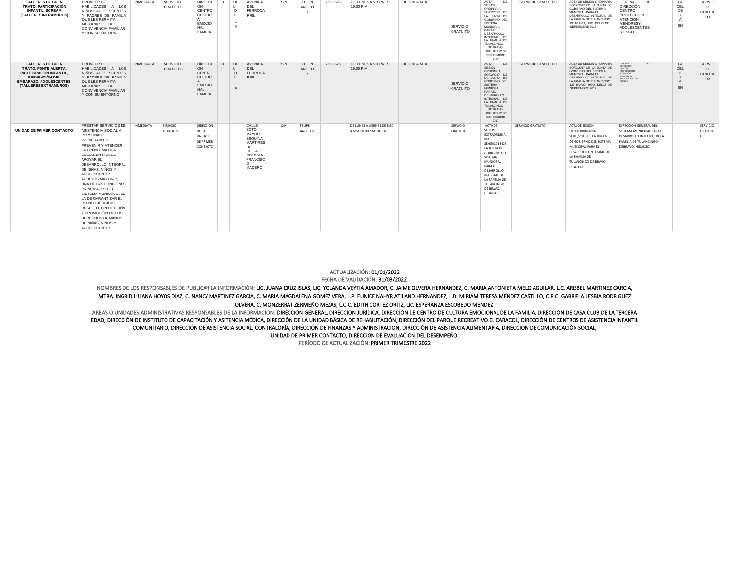| | | | | | | | | | | | | | | | | | | | | |
|---|---|---|---|---|---|---|---|---|---|---|---|---|---|---|---|---|---|---|---|---|
| **TALLERES DE BUEN TRATO, PARTICIPACIÓN INFANTIL, SCREAM (TALLERES INTRAMUROS)** | PROVEER DE HABILIDADES A LOS NIÑOS, ADOLESCENTES Y PADRES DE FAMILIA QUE LES PERMITA MEJORAR LA CONVIVENCIA FAMILIAR Y CON SU ENTORNO | INMEDIATA | SERVICIO GRATUITO | DIRECCIÓN CENTRO CULTURA EMOCIONAL FAMILIA | DE | DE L D E L A | AVENIDA DEL FERROCARRIL | S/N | FELIPE ANGELES | 753-6625 | DE LUNES A VIERNES 19:00 P.M. | DE 9:00 A.M. A | | SERVICIO GRATUITO | ACTA DE SESIÓN ORDINARIA SO/02/2017 DE LA JUNTA DE GOBIERNO DEL SISTEMA MUNICIPAL PARA EL DESARROLLO INTEGRAL DE LA FAMILIA DE TULANCINGO DE BRAVO, HGO. DEL22 DE SEPTIEMBRE 2017 | SERVICIO GRATUITO | ACTA DE SESION ORDINARIA SO/02/2017 DE LA JUNTA DE GOBIERNO DEL SISTEMA MUNICIPAL PARA EL DESARROLLO INTEGRAL DE LA FAMILIA DE TULANCINGO DE BRAVO, HGO. DEL22 DE SEPTIEMBRE 2017 | OFICINA DE DIRECCIÓN CENTRO PROTECCIÓN ATENCIÓN MENORESY ADOLESCENTES RIESGO | LA DEL DE Y A EN | SERVICIO GRATUITO |
| **TALLERES DE BUEN TRATO, PONTE ALERTA, PARTICIPACIÓN INFANTIL, PREVENCIÓN DEL EMBARAZO, ADOLESCENTES. (TALLERES EXTRAMUROS)** | PROVEER DE HABILIDADES A LOS NIÑOS, ADOLESCENTES Y PADRES DE FAMILIA QUE LES PERMITA MEJORAR LA CONVIVENCIA FAMILIAR Y CON SU ENTORNO | INMEDIATA | SERVICIO GRATUITO | DIRECCIÓN CENTRO CULTURA EMOCIONAL FAMILIA | DE | DE L D E L A | AVENIDA DEL FERROCARRIL | S/N | FELIPE ANGELES | 753-6625 | DE LUNES A VIERNES 19:00 P.M. | DE 9:00 A.M. A | | SERVICIO GRATUITO | ACTA DE SESIÓN ORDINARIA SO/02/2017 DE LA JUNTA DE GOBIERNO DEL SISTEMA MUNICIPAL PARA EL DESARROLLO INTEGRAL DE LA FAMILIA DE TULANCINGO DE BRAVO, HGO. DEL22 DE SEPTIEMBRE 2017 | SERVICIO GRATUITO | ACTA DE SESION ORDINARIA SO/02/2017 DE LA JUNTA DE GOBIERNO DEL SISTEMA MUNICIPAL PARA EL DESARROLLO INTEGRAL DE LA FAMILIA DE TULANCINGO DE BRAVO, HGO. DEL22 DE SEPTIEMBRE 2017 | OFICINA DE DIRECCIÓN CENTRO PROTECCIÓN ATENCIÓN MENORESY ADOLESCENTES RIESGO | LA DEL DE Y A EN | SERVICIO GRATUITO |
| **UNIDAD DE PRIMER CONTACTO** | PRESTAR SERVICIOS DE ASISTENCIA SOCIAL A PERSONAS VULNERABLES, PREVENIR Y ATENDER LA PROBLEMÁTICA SOCIAL EN RIESGO, APOYAR EL DESARROLLO INTEGRAL DE NIÑAS, NIÑOS Y ADOLESCENTES, ADULTOS MAYORES UNA DE LAS FUNCIONES PRINCIPALES DEL SISTEMA MUNICIPAL, ES LA DE GARANTIZAR EL PLENO EJERCICIO, RESPETO, PROTECCIÓN Y PROMOCIÓN DE LOS DERECHOS HUMANOS DE NIÑAS, NIÑOS Y ADOLESCENTES | INMEDIATA | SERIVCIO GRATUITO | DIRECCION DE LA UNIDAD DE PRIMER CONTACTO | | | CALLE SOTO MAYOR ESQUINA MARTIRES DE CHICAGO COLONIA FRANCISCO I. MADERO | S/N | FELIPE ANGELES | | DE LUNES A VIERNES DE 8:30 A.M.A 16:00 P.M. HORAS | | | SERVICIO GRATUITO | ACTA DE SESION EXTRAORDINARIA SE/05/2018 DE LA JUNTA DE GOBIERNO DEL SISTEMA MUNICIPAL PARA EL DESARROLLO INTEGRAL DE LA FAMILIA DE TULANCINGO DE BRAVO, HIDALGO | SERVICIO GRATUITO | ACTA DE SESION EXTRAORDINARIA SE/05/2018 DE LA JUNTA DE GOBIERNO DEL SISTEMA MUNICIPAL PARA EL DESARROLLO INTEGRAL DE LA FAMILIA DE TULANCINGO DE BRAVO, HIDALGO | DIRECCION GENERAL DEL SISTEMA MUNICIPAL PARA EL DESARROLLO INTEGRAL DE LA FAMILIA DE TULANCINGO DEBRAVO, HIDALGO | | SERVICIO GRATUITO |

ACTUALIZACIÓN: 01/01/2022

FECHA DE VALIDACIÓN: 31/03/2022

NOMBRES DE LOS RESPONSABLES DE PUBLICAR LA INFORMACIÓN: LIC. JUANA CRUZ ISLAS, LIC. YOLANDA VEYTIA AMADOR, C. JAIME OLVERA HERNANDEZ, C. MARIA ANTONIETA MELO AGUILAR, L.C. ARISBEL MARTINEZ GARCIA, MTRA. INGRID LILIANA HOYOS DIAZ, C. NANCY MARTINEZ GARCIA, C. MARIA MAGDALENA GOMEZ VERA, L.P. EUNICE NAHYR ATILANO HERNANDEZ, L.D. MIRIAM TERESA MENDEZ CASTILLO, C.P.C. GABRIELA LESBIA RODRIGUEZ OLVERA, C. MONZERRAT ZERMEÑO MEZAS, L.C.C. EDITH CORTEZ ORTIZ, LIC. ESPERANZA ESCOBEDO MENDEZ.

ÁREAS O UNIDADES ADMINISTRATIVAS RESPONSABLES DE LA INFORMACIÓN: DIRECCIÓN GENERAL, DIRECCIÓN JURÍDICA, DIRECCIÓN DE CENTRO DE CULTURA EMOCIONAL DE LA FAMILIA, DIRECCIÓN DE CASA CLUB DE LA TERCERA EDAD, DIRECCIÓN DE INSTITUTO DE CAPACITACIÓN Y ASITENCIA MÉDICA, DIRECCIÓN DE LA UNIDAD BÁSICA DE REHABILITACIÓN, DIRECCIÓN DEL PARQUE RECREATIVO EL CARACOL, DIRECCIÓN DE CENTROS DE ASISTENCIA INFANTIL COMUNITARIO, DIRECCIÓN DE ASISTENCIA SOCIAL, CONTRALORÍA, DIRECCIÓN DE FINANZAS Y ADMINISTRACION, DIRECCIÓN DE ASISTENCIA ALIMENTARIA, DIRECCION DE COMUNICACIÓN SOCIAL, UNIDAD DE PRIMER CONTACTO, DIRECCION DE EVALUACION DEL DESEMPEÑO.

PERÍODO DE ACTUALIZACIÓN: PRIMER TRIMESTRE 2022